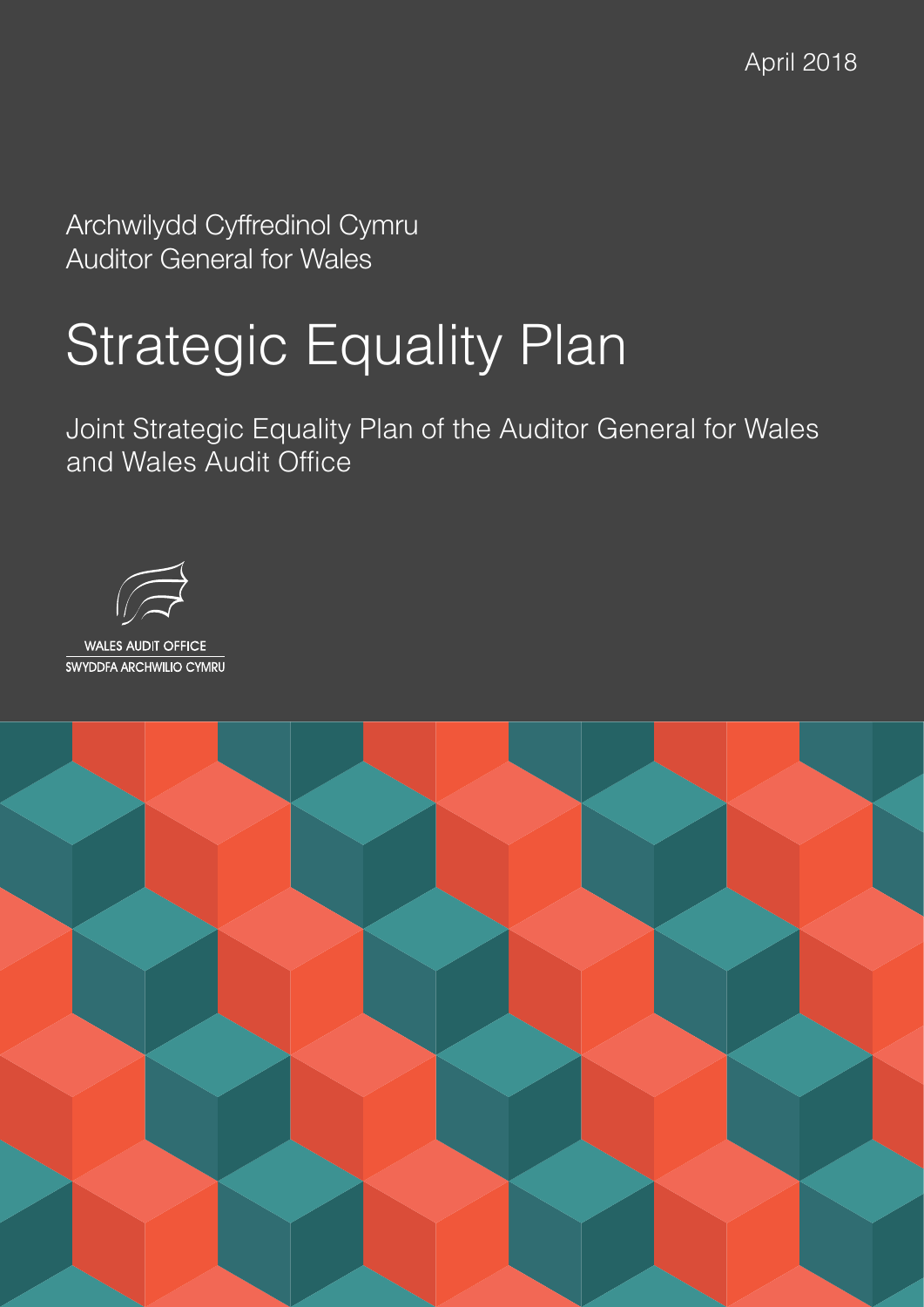April 2018

Archwilydd Cyffredinol Cymru
Auditor General for Wales

# Strategic Equality Plan

Joint Strategic Equality Plan of the Auditor General for Wales and Wales Audit Office

WALES AUDIT OFFICE
SWYDDFA ARCHWILIO CYMRU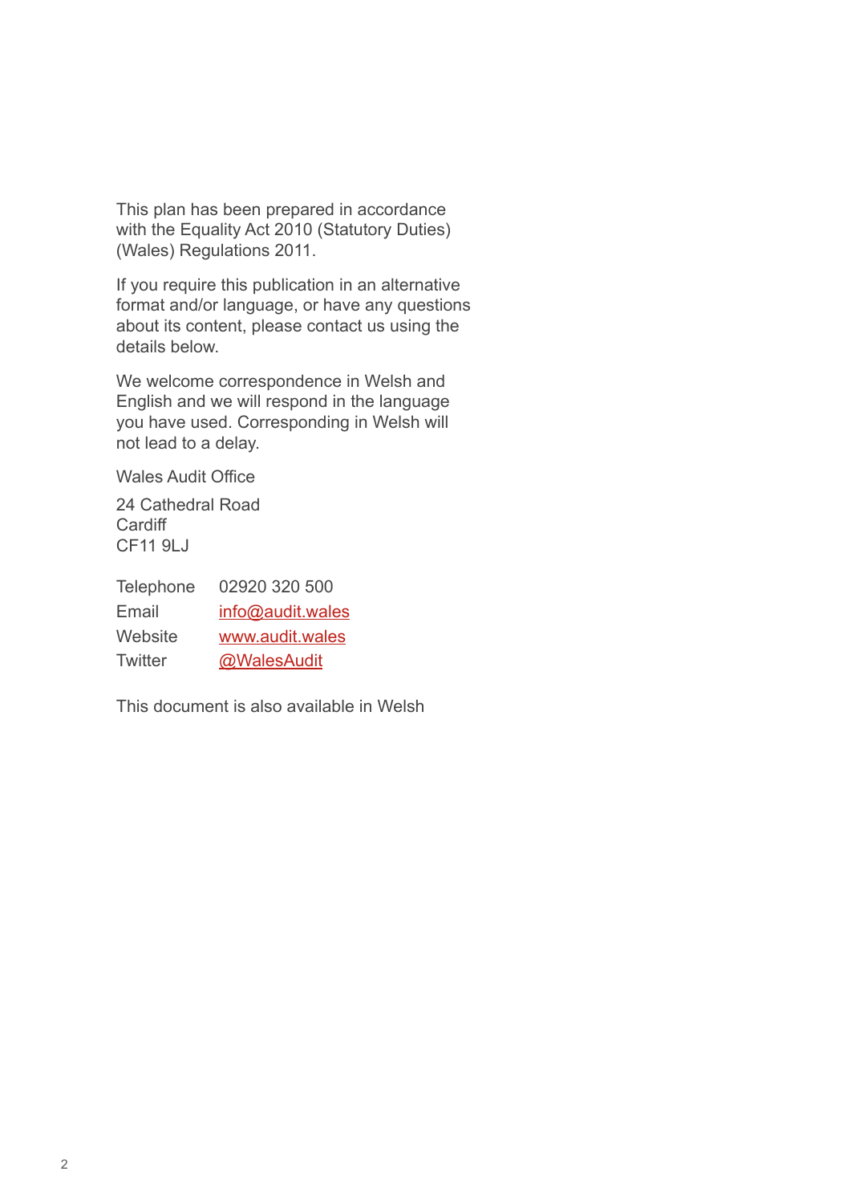This plan has been prepared in accordance with the Equality Act 2010 (Statutory Duties) (Wales) Regulations 2011.

If you require this publication in an alternative format and/or language, or have any questions about its content, please contact us using the details below.

We welcome correspondence in Welsh and English and we will respond in the language you have used. Corresponding in Welsh will not lead to a delay.

Wales Audit Office

24 Cathedral Road
Cardiff
CF11 9LJ

| | |
|---|---|
| Telephone | 02920 320 500 |
| Email | info@audit.wales |
| Website | www.audit.wales |
| Twitter | @WalesAudit |

This document is also available in Welsh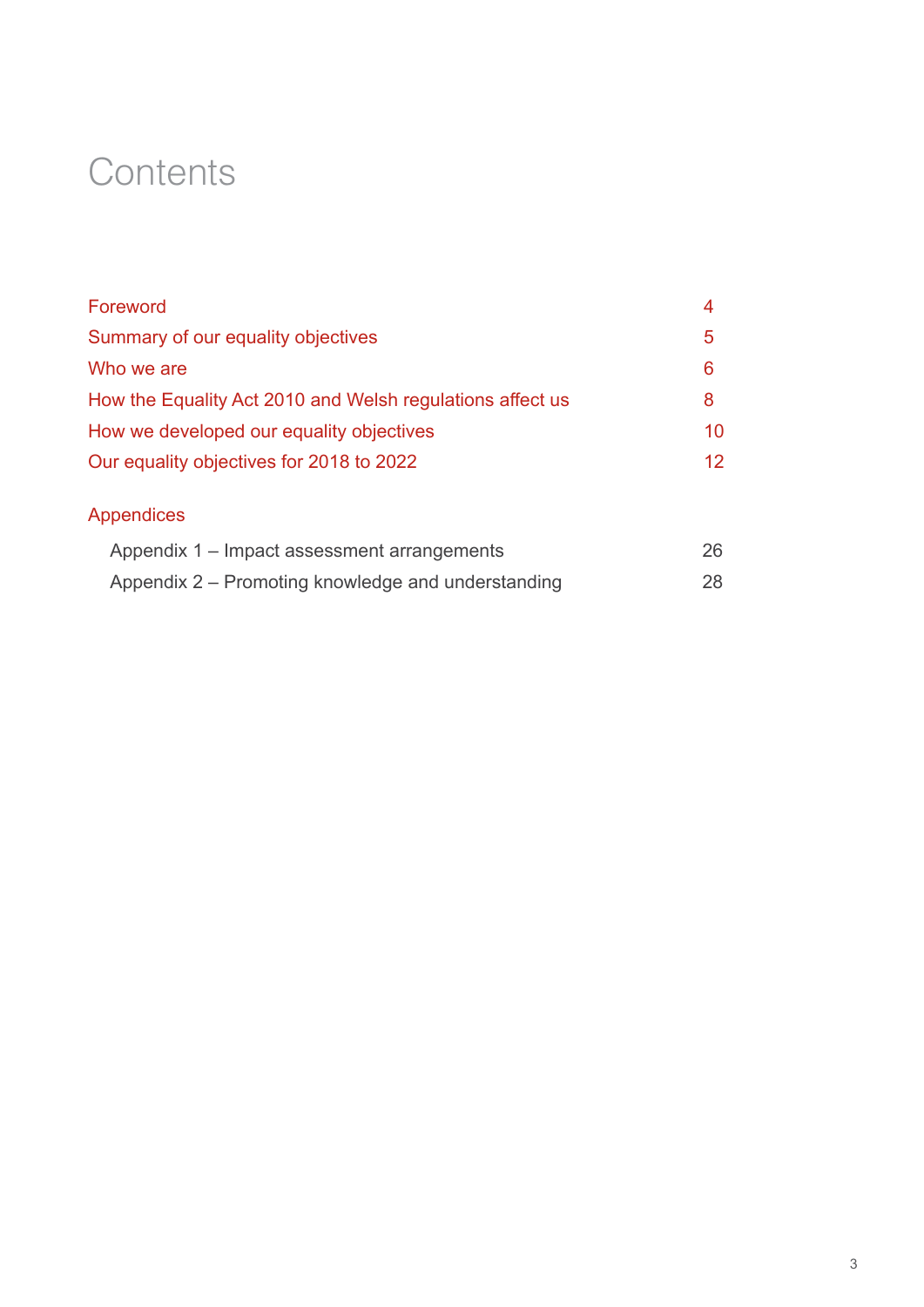# Contents

| | |
|---|---|
| Foreword | 4 |
| Summary of our equality objectives | 5 |
| Who we are | 6 |
| How the Equality Act 2010 and Welsh regulations affect us | 8 |
| How we developed our equality objectives | 10 |
| Our equality objectives for 2018 to 2022 | 12 |

## Appendices

| | |
|---|---|
| Appendix 1 – Impact assessment arrangements | 26 |
| Appendix 2 – Promoting knowledge and understanding | 28 |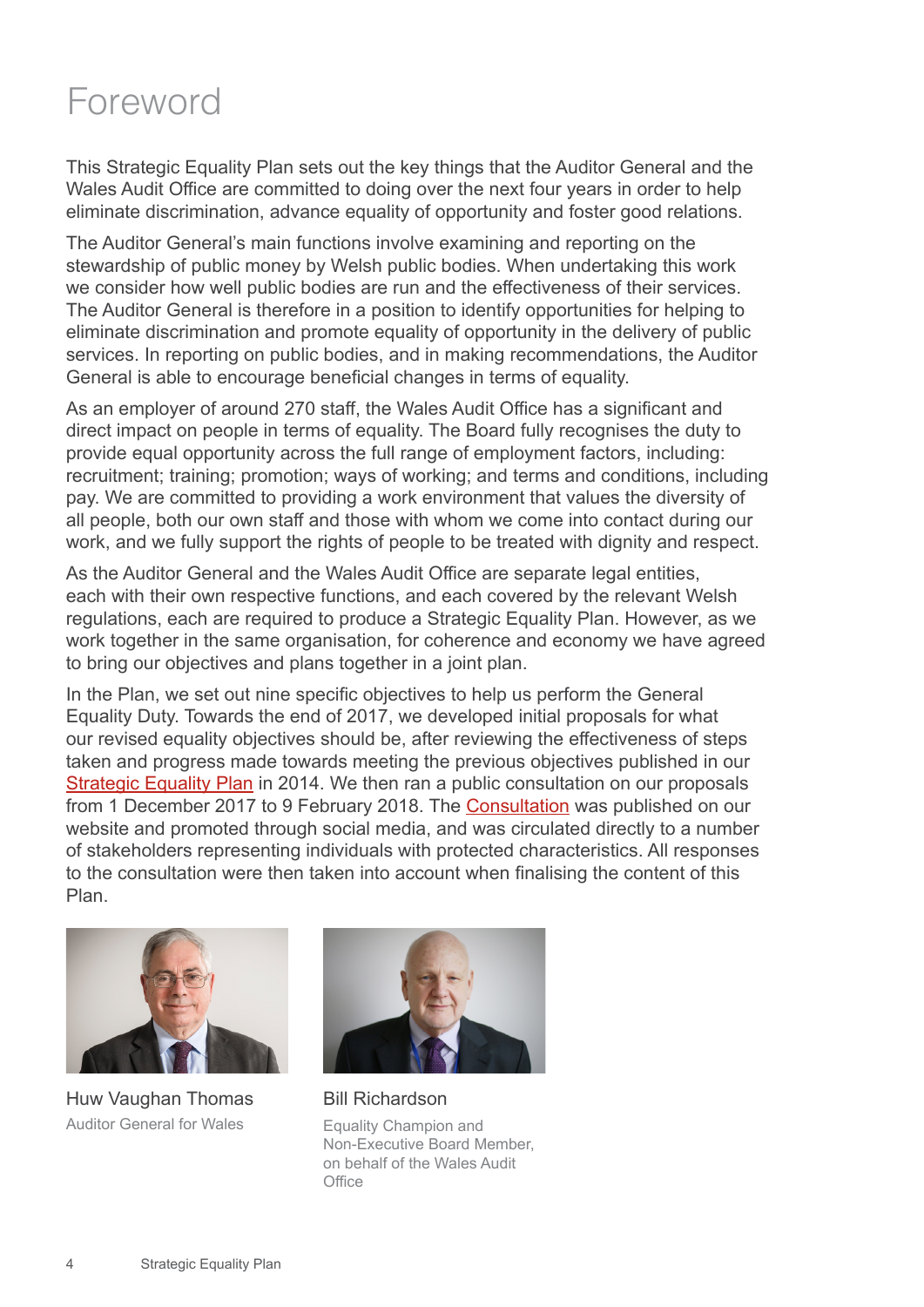# Foreword

This Strategic Equality Plan sets out the key things that the Auditor General and the Wales Audit Office are committed to doing over the next four years in order to help eliminate discrimination, advance equality of opportunity and foster good relations.

The Auditor General's main functions involve examining and reporting on the stewardship of public money by Welsh public bodies. When undertaking this work we consider how well public bodies are run and the effectiveness of their services. The Auditor General is therefore in a position to identify opportunities for helping to eliminate discrimination and promote equality of opportunity in the delivery of public services. In reporting on public bodies, and in making recommendations, the Auditor General is able to encourage beneficial changes in terms of equality.

As an employer of around 270 staff, the Wales Audit Office has a significant and direct impact on people in terms of equality. The Board fully recognises the duty to provide equal opportunity across the full range of employment factors, including: recruitment; training; promotion; ways of working; and terms and conditions, including pay. We are committed to providing a work environment that values the diversity of all people, both our own staff and those with whom we come into contact during our work, and we fully support the rights of people to be treated with dignity and respect.

As the Auditor General and the Wales Audit Office are separate legal entities, each with their own respective functions, and each covered by the relevant Welsh regulations, each are required to produce a Strategic Equality Plan. However, as we work together in the same organisation, for coherence and economy we have agreed to bring our objectives and plans together in a joint plan.

In the Plan, we set out nine specific objectives to help us perform the General Equality Duty. Towards the end of 2017, we developed initial proposals for what our revised equality objectives should be, after reviewing the effectiveness of steps taken and progress made towards meeting the previous objectives published in our Strategic Equality Plan in 2014. We then ran a public consultation on our proposals from 1 December 2017 to 9 February 2018. The Consultation was published on our website and promoted through social media, and was circulated directly to a number of stakeholders representing individuals with protected characteristics. All responses to the consultation were then taken into account when finalising the content of this Plan.

Huw Vaughan Thomas
Auditor General for Wales

Bill Richardson
Equality Champion and Non-Executive Board Member, on behalf of the Wales Audit Office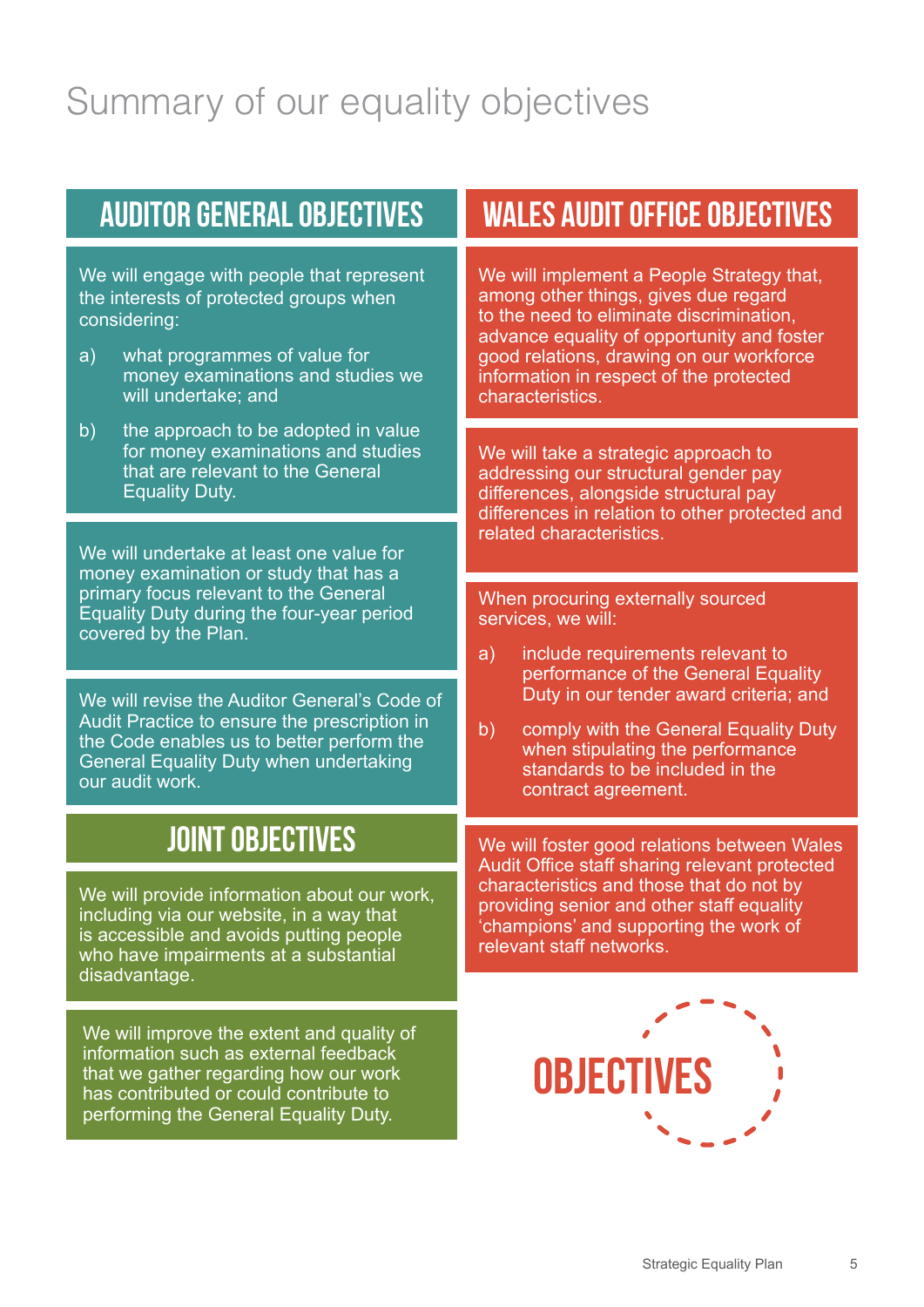# Summary of our equality objectives

## AUDITOR GENERAL OBJECTIVES

We will engage with people that represent the interests of protected groups when considering:

a) what programmes of value for money examinations and studies we will undertake; and

b) the approach to be adopted in value for money examinations and studies that are relevant to the General Equality Duty.

We will undertake at least one value for money examination or study that has a primary focus relevant to the General Equality Duty during the four-year period covered by the Plan.

We will revise the Auditor General's Code of Audit Practice to ensure the prescription in the Code enables us to better perform the General Equality Duty when undertaking our audit work.

## JOINT OBJECTIVES

We will provide information about our work, including via our website, in a way that is accessible and avoids putting people who have impairments at a substantial disadvantage.

We will improve the extent and quality of information such as external feedback that we gather regarding how our work has contributed or could contribute to performing the General Equality Duty.

## WALES AUDIT OFFICE OBJECTIVES

We will implement a People Strategy that, among other things, gives due regard to the need to eliminate discrimination, advance equality of opportunity and foster good relations, drawing on our workforce information in respect of the protected characteristics.

We will take a strategic approach to addressing our structural gender pay differences, alongside structural pay differences in relation to other protected and related characteristics.

When procuring externally sourced services, we will:

a) include requirements relevant to performance of the General Equality Duty in our tender award criteria; and

b) comply with the General Equality Duty when stipulating the performance standards to be included in the contract agreement.

We will foster good relations between Wales Audit Office staff sharing relevant protected characteristics and those that do not by providing senior and other staff equality 'champions' and supporting the work of relevant staff networks.

OBJECTIVES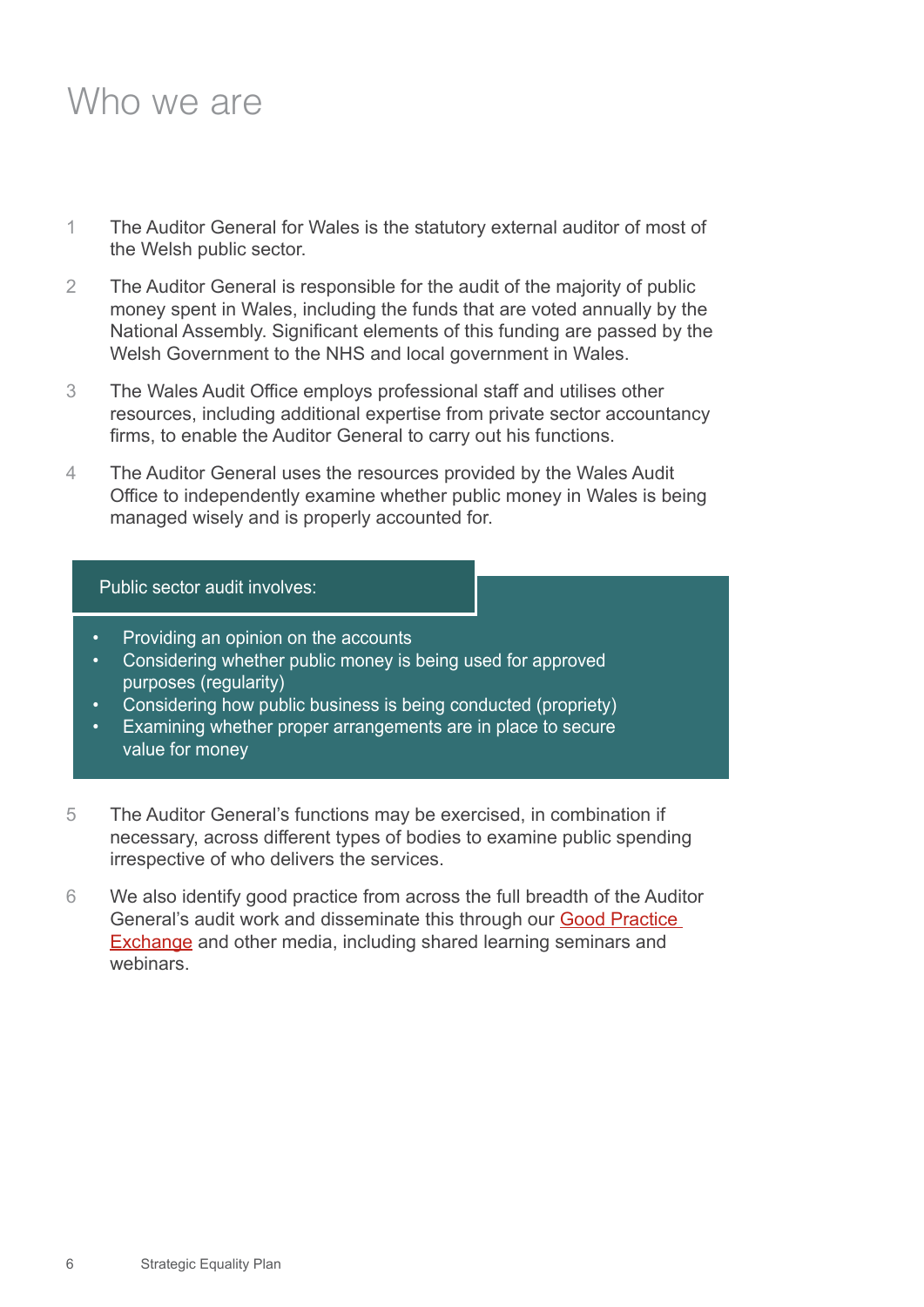# Who we are

1 The Auditor General for Wales is the statutory external auditor of most of the Welsh public sector.

2 The Auditor General is responsible for the audit of the majority of public money spent in Wales, including the funds that are voted annually by the National Assembly. Significant elements of this funding are passed by the Welsh Government to the NHS and local government in Wales.

3 The Wales Audit Office employs professional staff and utilises other resources, including additional expertise from private sector accountancy firms, to enable the Auditor General to carry out his functions.

4 The Auditor General uses the resources provided by the Wales Audit Office to independently examine whether public money in Wales is being managed wisely and is properly accounted for.

Public sector audit involves:

- Providing an opinion on the accounts
- Considering whether public money is being used for approved purposes (regularity)
- Considering how public business is being conducted (propriety)
- Examining whether proper arrangements are in place to secure value for money

5 The Auditor General's functions may be exercised, in combination if necessary, across different types of bodies to examine public spending irrespective of who delivers the services.

6 We also identify good practice from across the full breadth of the Auditor General's audit work and disseminate this through our Good Practice Exchange and other media, including shared learning seminars and webinars.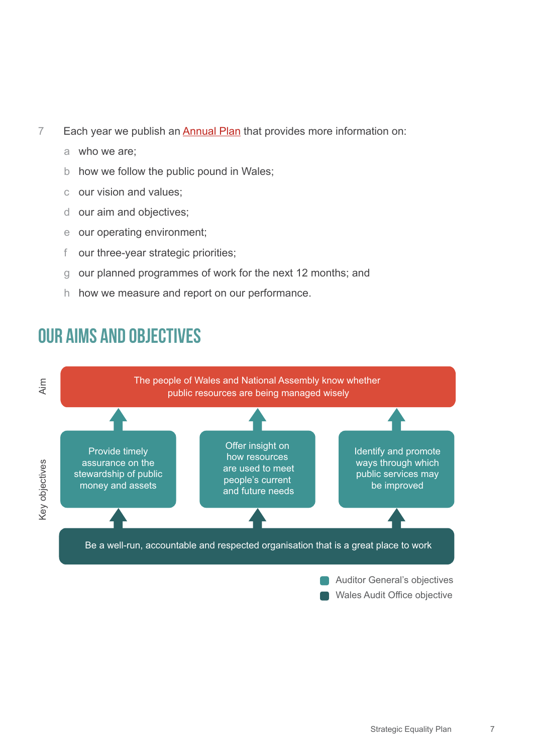7 Each year we publish an Annual Plan that provides more information on:

a. who we are;
b. how we follow the public pound in Wales;
c. our vision and values;
d. our aim and objectives;
e. our operating environment;
f. our three-year strategic priorities;
g. our planned programmes of work for the next 12 months; and
h. how we measure and report on our performance.

## OUR AIMS AND OBJECTIVES

**Aim**

The people of Wales and National Assembly know whether public resources are being managed wisely

**Key objectives**

- Provide timely assurance on the stewardship of public money and assets
- Offer insight on how resources are used to meet people's current and future needs
- Identify and promote ways through which public services may be improved

Be a well-run, accountable and respected organisation that is a great place to work

- Auditor General's objectives
- Wales Audit Office objective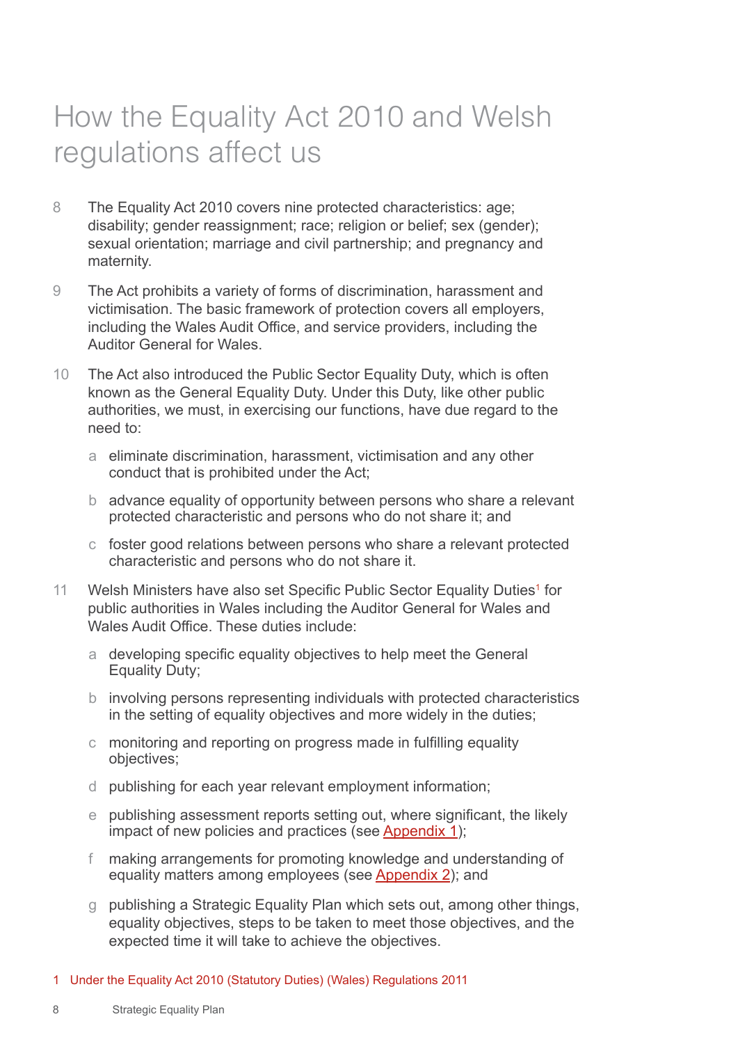# How the Equality Act 2010 and Welsh regulations affect us

8 The Equality Act 2010 covers nine protected characteristics: age; disability; gender reassignment; race; religion or belief; sex (gender); sexual orientation; marriage and civil partnership; and pregnancy and maternity.

9 The Act prohibits a variety of forms of discrimination, harassment and victimisation. The basic framework of protection covers all employers, including the Wales Audit Office, and service providers, including the Auditor General for Wales.

10 The Act also introduced the Public Sector Equality Duty, which is often known as the General Equality Duty. Under this Duty, like other public authorities, we must, in exercising our functions, have due regard to the need to:

- a eliminate discrimination, harassment, victimisation and any other conduct that is prohibited under the Act;
- b advance equality of opportunity between persons who share a relevant protected characteristic and persons who do not share it; and
- c foster good relations between persons who share a relevant protected characteristic and persons who do not share it.

11 Welsh Ministers have also set Specific Public Sector Equality Duties[1] for public authorities in Wales including the Auditor General for Wales and Wales Audit Office. These duties include:

- a developing specific equality objectives to help meet the General Equality Duty;
- b involving persons representing individuals with protected characteristics in the setting of equality objectives and more widely in the duties;
- c monitoring and reporting on progress made in fulfilling equality objectives;
- d publishing for each year relevant employment information;
- e publishing assessment reports setting out, where significant, the likely impact of new policies and practices (see Appendix 1);
- f making arrangements for promoting knowledge and understanding of equality matters among employees (see Appendix 2); and
- g publishing a Strategic Equality Plan which sets out, among other things, equality objectives, steps to be taken to meet those objectives, and the expected time it will take to achieve the objectives.

1 Under the Equality Act 2010 (Statutory Duties) (Wales) Regulations 2011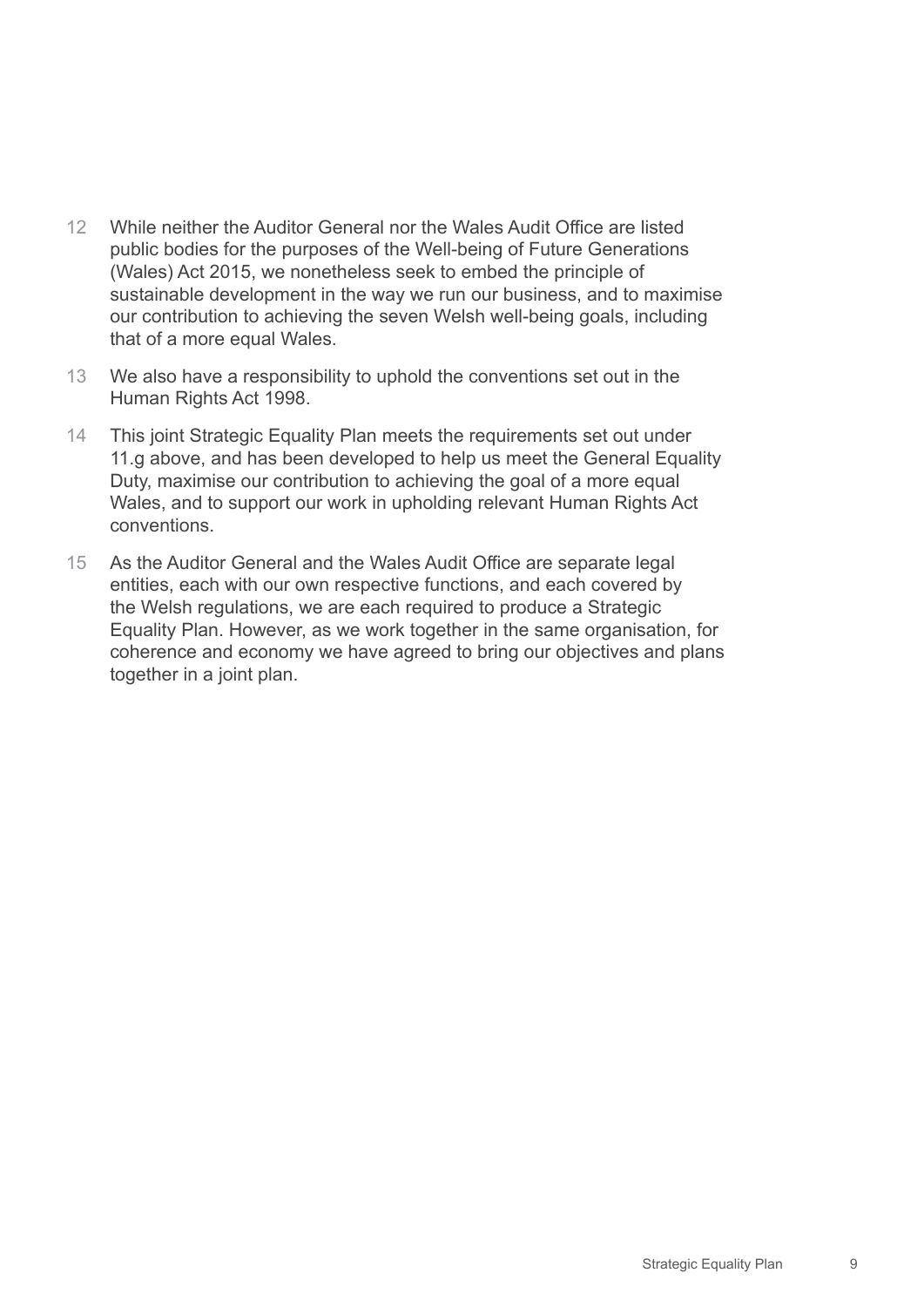12 While neither the Auditor General nor the Wales Audit Office are listed public bodies for the purposes of the Well-being of Future Generations (Wales) Act 2015, we nonetheless seek to embed the principle of sustainable development in the way we run our business, and to maximise our contribution to achieving the seven Welsh well-being goals, including that of a more equal Wales.

13 We also have a responsibility to uphold the conventions set out in the Human Rights Act 1998.

14 This joint Strategic Equality Plan meets the requirements set out under 11.g above, and has been developed to help us meet the General Equality Duty, maximise our contribution to achieving the goal of a more equal Wales, and to support our work in upholding relevant Human Rights Act conventions.

15 As the Auditor General and the Wales Audit Office are separate legal entities, each with our own respective functions, and each covered by the Welsh regulations, we are each required to produce a Strategic Equality Plan. However, as we work together in the same organisation, for coherence and economy we have agreed to bring our objectives and plans together in a joint plan.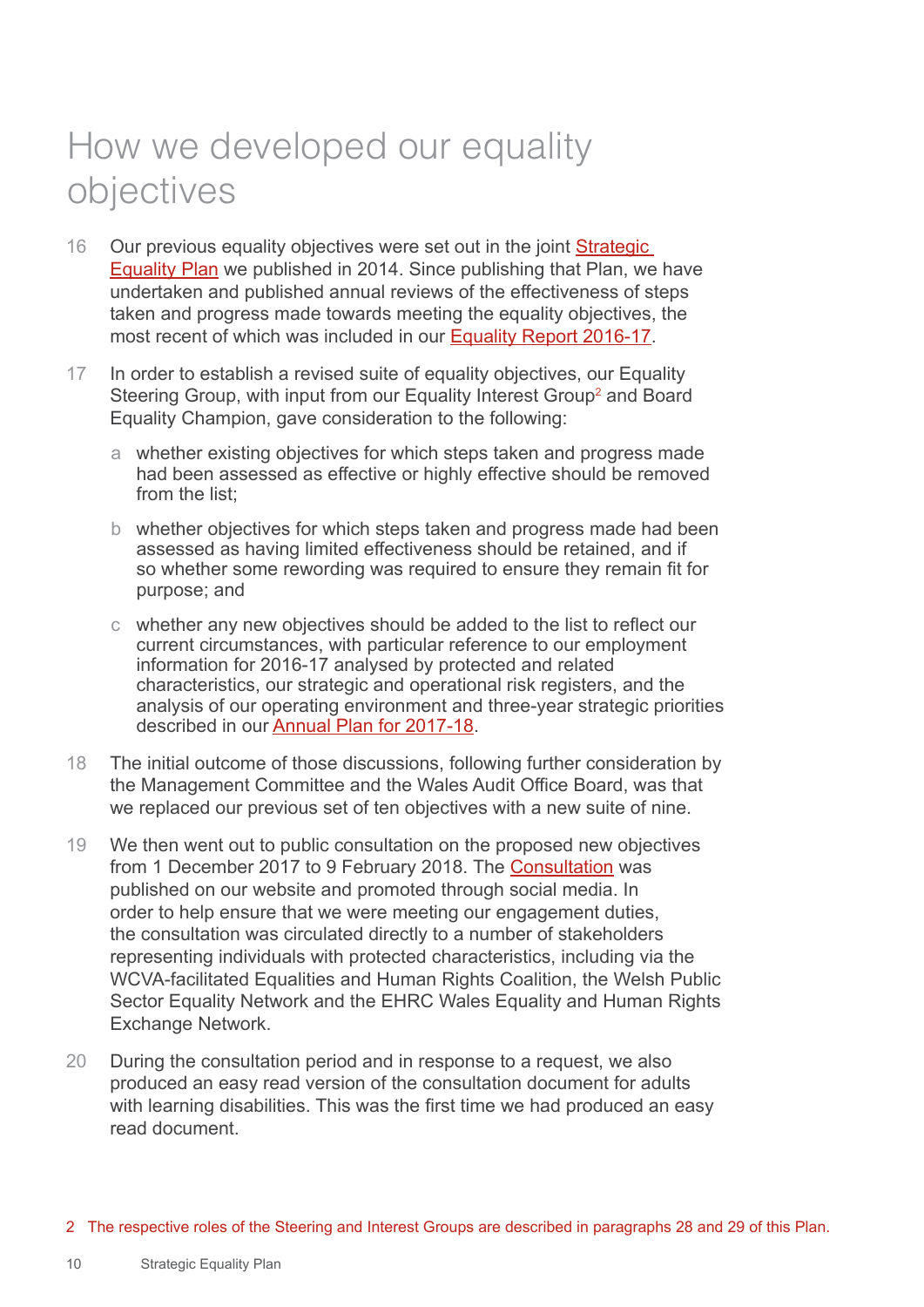# How we developed our equality objectives

16 Our previous equality objectives were set out in the joint Strategic Equality Plan we published in 2014. Since publishing that Plan, we have undertaken and published annual reviews of the effectiveness of steps taken and progress made towards meeting the equality objectives, the most recent of which was included in our Equality Report 2016-17.

17 In order to establish a revised suite of equality objectives, our Equality Steering Group, with input from our Equality Interest Group[2] and Board Equality Champion, gave consideration to the following:

a whether existing objectives for which steps taken and progress made had been assessed as effective or highly effective should be removed from the list;

b whether objectives for which steps taken and progress made had been assessed as having limited effectiveness should be retained, and if so whether some rewording was required to ensure they remain fit for purpose; and

c whether any new objectives should be added to the list to reflect our current circumstances, with particular reference to our employment information for 2016-17 analysed by protected and related characteristics, our strategic and operational risk registers, and the analysis of our operating environment and three-year strategic priorities described in our Annual Plan for 2017-18.

18 The initial outcome of those discussions, following further consideration by the Management Committee and the Wales Audit Office Board, was that we replaced our previous set of ten objectives with a new suite of nine.

19 We then went out to public consultation on the proposed new objectives from 1 December 2017 to 9 February 2018. The Consultation was published on our website and promoted through social media. In order to help ensure that we were meeting our engagement duties, the consultation was circulated directly to a number of stakeholders representing individuals with protected characteristics, including via the WCVA-facilitated Equalities and Human Rights Coalition, the Welsh Public Sector Equality Network and the EHRC Wales Equality and Human Rights Exchange Network.

20 During the consultation period and in response to a request, we also produced an easy read version of the consultation document for adults with learning disabilities. This was the first time we had produced an easy read document.

2 The respective roles of the Steering and Interest Groups are described in paragraphs 28 and 29 of this Plan.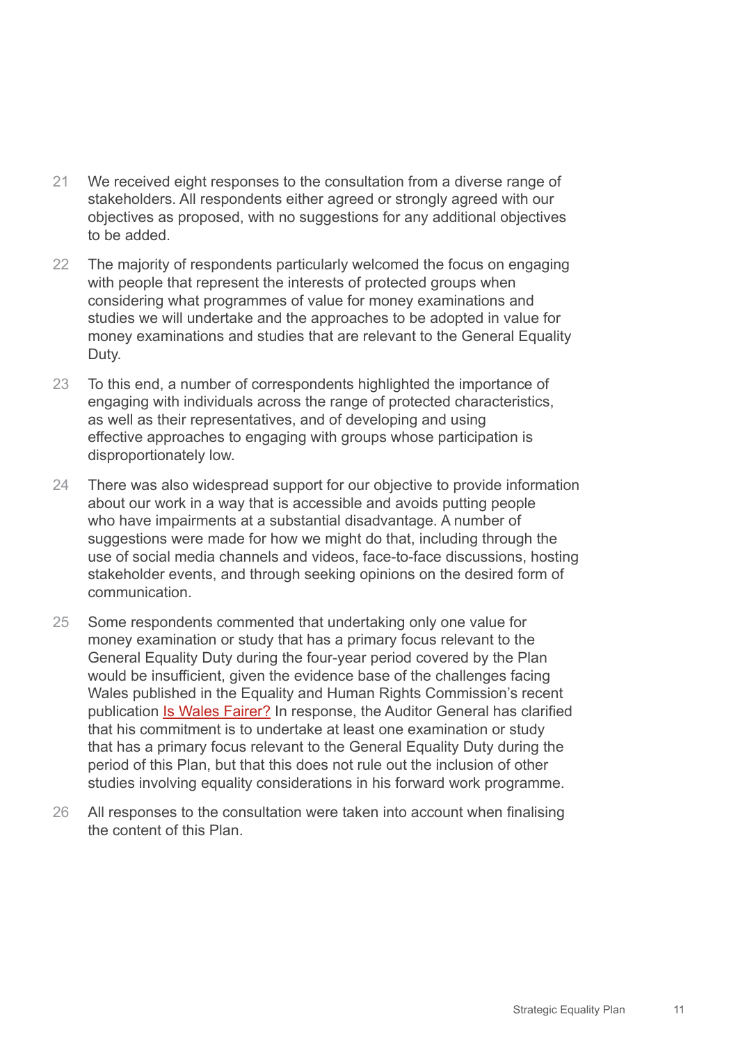21 We received eight responses to the consultation from a diverse range of stakeholders. All respondents either agreed or strongly agreed with our objectives as proposed, with no suggestions for any additional objectives to be added.

22 The majority of respondents particularly welcomed the focus on engaging with people that represent the interests of protected groups when considering what programmes of value for money examinations and studies we will undertake and the approaches to be adopted in value for money examinations and studies that are relevant to the General Equality Duty.

23 To this end, a number of correspondents highlighted the importance of engaging with individuals across the range of protected characteristics, as well as their representatives, and of developing and using effective approaches to engaging with groups whose participation is disproportionately low.

24 There was also widespread support for our objective to provide information about our work in a way that is accessible and avoids putting people who have impairments at a substantial disadvantage. A number of suggestions were made for how we might do that, including through the use of social media channels and videos, face-to-face discussions, hosting stakeholder events, and through seeking opinions on the desired form of communication.

25 Some respondents commented that undertaking only one value for money examination or study that has a primary focus relevant to the General Equality Duty during the four-year period covered by the Plan would be insufficient, given the evidence base of the challenges facing Wales published in the Equality and Human Rights Commission's recent publication Is Wales Fairer? In response, the Auditor General has clarified that his commitment is to undertake at least one examination or study that has a primary focus relevant to the General Equality Duty during the period of this Plan, but that this does not rule out the inclusion of other studies involving equality considerations in his forward work programme.

26 All responses to the consultation were taken into account when finalising the content of this Plan.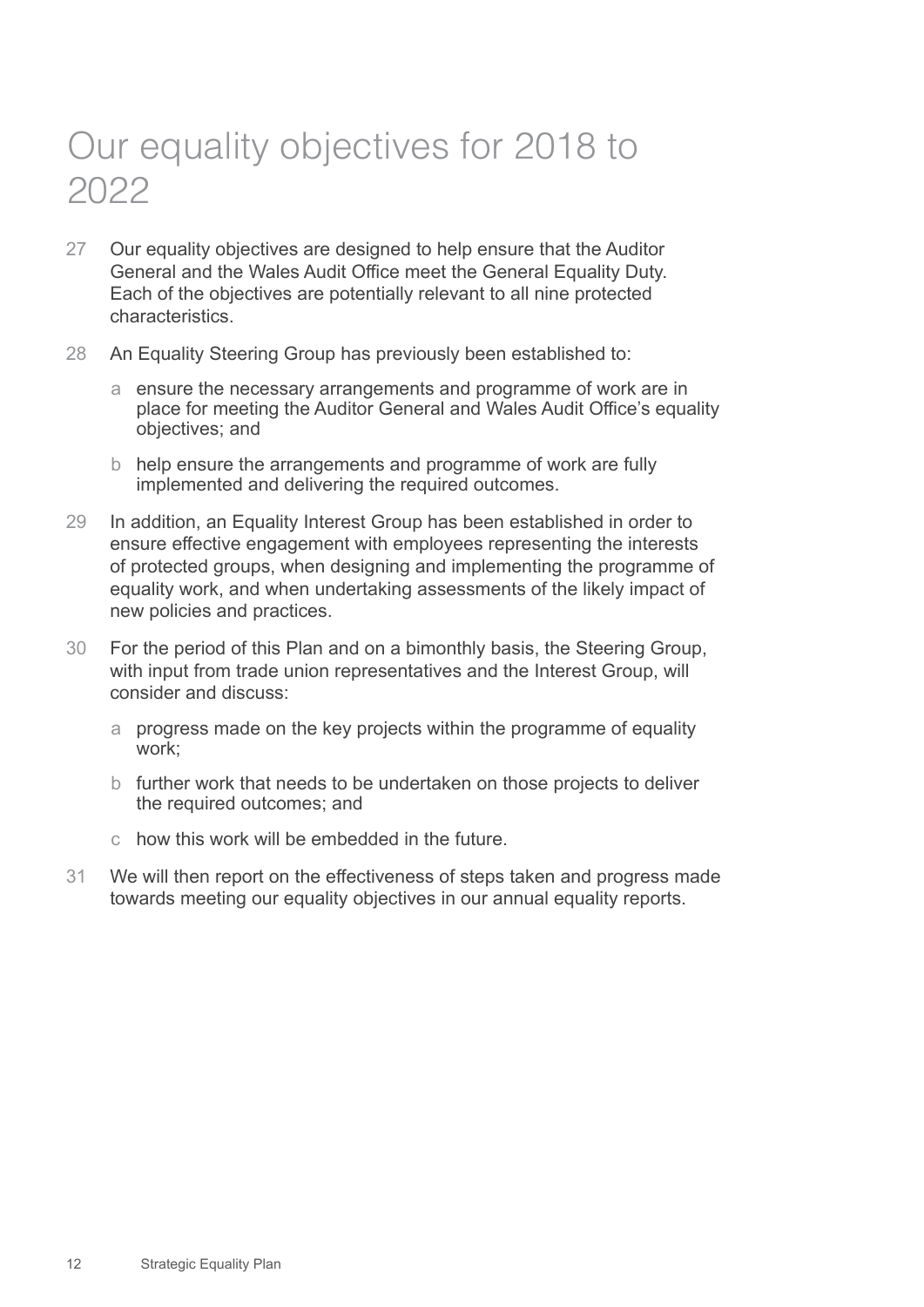# Our equality objectives for 2018 to 2022

27 Our equality objectives are designed to help ensure that the Auditor General and the Wales Audit Office meet the General Equality Duty. Each of the objectives are potentially relevant to all nine protected characteristics.

28 An Equality Steering Group has previously been established to:

a ensure the necessary arrangements and programme of work are in place for meeting the Auditor General and Wales Audit Office's equality objectives; and

b help ensure the arrangements and programme of work are fully implemented and delivering the required outcomes.

29 In addition, an Equality Interest Group has been established in order to ensure effective engagement with employees representing the interests of protected groups, when designing and implementing the programme of equality work, and when undertaking assessments of the likely impact of new policies and practices.

30 For the period of this Plan and on a bimonthly basis, the Steering Group, with input from trade union representatives and the Interest Group, will consider and discuss:

a progress made on the key projects within the programme of equality work;

b further work that needs to be undertaken on those projects to deliver the required outcomes; and

c how this work will be embedded in the future.

31 We will then report on the effectiveness of steps taken and progress made towards meeting our equality objectives in our annual equality reports.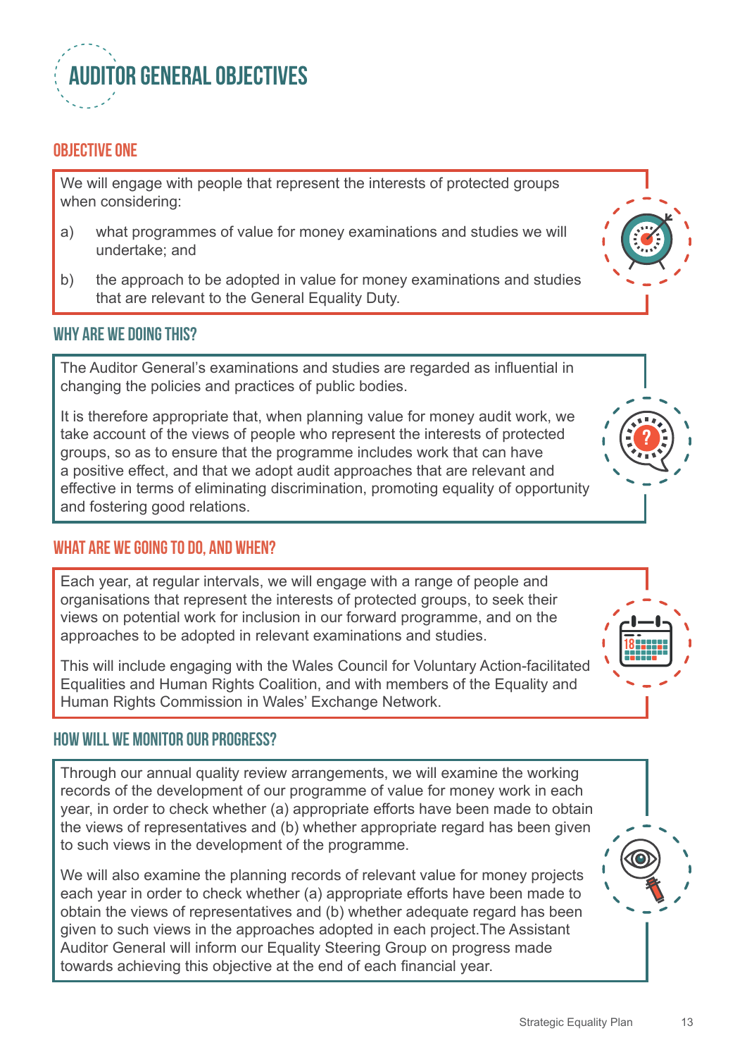# AUDITOR GENERAL OBJECTIVES

## OBJECTIVE ONE

We will engage with people that represent the interests of protected groups when considering:

a) what programmes of value for money examinations and studies we will undertake; and

b) the approach to be adopted in value for money examinations and studies that are relevant to the General Equality Duty.

### WHY ARE WE DOING THIS?

The Auditor General's examinations and studies are regarded as influential in changing the policies and practices of public bodies.

It is therefore appropriate that, when planning value for money audit work, we take account of the views of people who represent the interests of protected groups, so as to ensure that the programme includes work that can have a positive effect, and that we adopt audit approaches that are relevant and effective in terms of eliminating discrimination, promoting equality of opportunity and fostering good relations.

### WHAT ARE WE GOING TO DO, AND WHEN?

Each year, at regular intervals, we will engage with a range of people and organisations that represent the interests of protected groups, to seek their views on potential work for inclusion in our forward programme, and on the approaches to be adopted in relevant examinations and studies.

This will include engaging with the Wales Council for Voluntary Action-facilitated Equalities and Human Rights Coalition, and with members of the Equality and Human Rights Commission in Wales' Exchange Network.

### HOW WILL WE MONITOR OUR PROGRESS?

Through our annual quality review arrangements, we will examine the working records of the development of our programme of value for money work in each year, in order to check whether (a) appropriate efforts have been made to obtain the views of representatives and (b) whether appropriate regard has been given to such views in the development of the programme.

We will also examine the planning records of relevant value for money projects each year in order to check whether (a) appropriate efforts have been made to obtain the views of representatives and (b) whether adequate regard has been given to such views in the approaches adopted in each project.The Assistant Auditor General will inform our Equality Steering Group on progress made towards achieving this objective at the end of each financial year.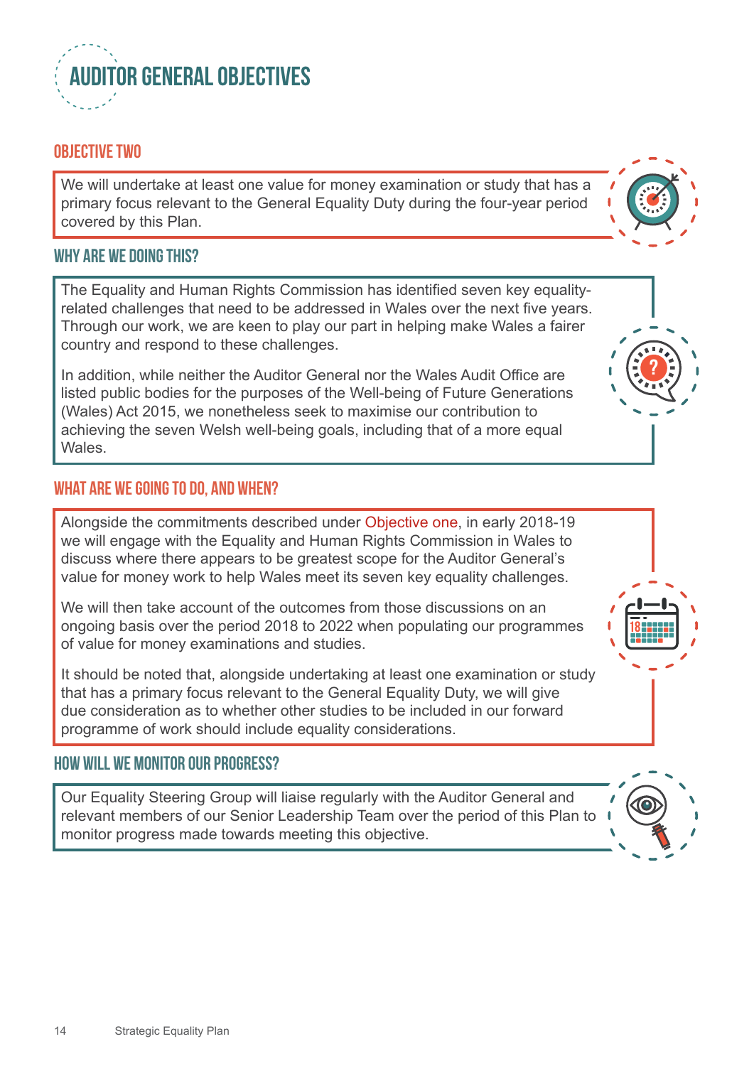# AUDITOR GENERAL OBJECTIVES

## OBJECTIVE TWO

We will undertake at least one value for money examination or study that has a primary focus relevant to the General Equality Duty during the four-year period covered by this Plan.

## WHY ARE WE DOING THIS?

The Equality and Human Rights Commission has identified seven key equality-related challenges that need to be addressed in Wales over the next five years. Through our work, we are keen to play our part in helping make Wales a fairer country and respond to these challenges.

In addition, while neither the Auditor General nor the Wales Audit Office are listed public bodies for the purposes of the Well-being of Future Generations (Wales) Act 2015, we nonetheless seek to maximise our contribution to achieving the seven Welsh well-being goals, including that of a more equal Wales.

## WHAT ARE WE GOING TO DO, AND WHEN?

Alongside the commitments described under Objective one, in early 2018-19 we will engage with the Equality and Human Rights Commission in Wales to discuss where there appears to be greatest scope for the Auditor General's value for money work to help Wales meet its seven key equality challenges.

We will then take account of the outcomes from those discussions on an ongoing basis over the period 2018 to 2022 when populating our programmes of value for money examinations and studies.

It should be noted that, alongside undertaking at least one examination or study that has a primary focus relevant to the General Equality Duty, we will give due consideration as to whether other studies to be included in our forward programme of work should include equality considerations.

## HOW WILL WE MONITOR OUR PROGRESS?

Our Equality Steering Group will liaise regularly with the Auditor General and relevant members of our Senior Leadership Team over the period of this Plan to monitor progress made towards meeting this objective.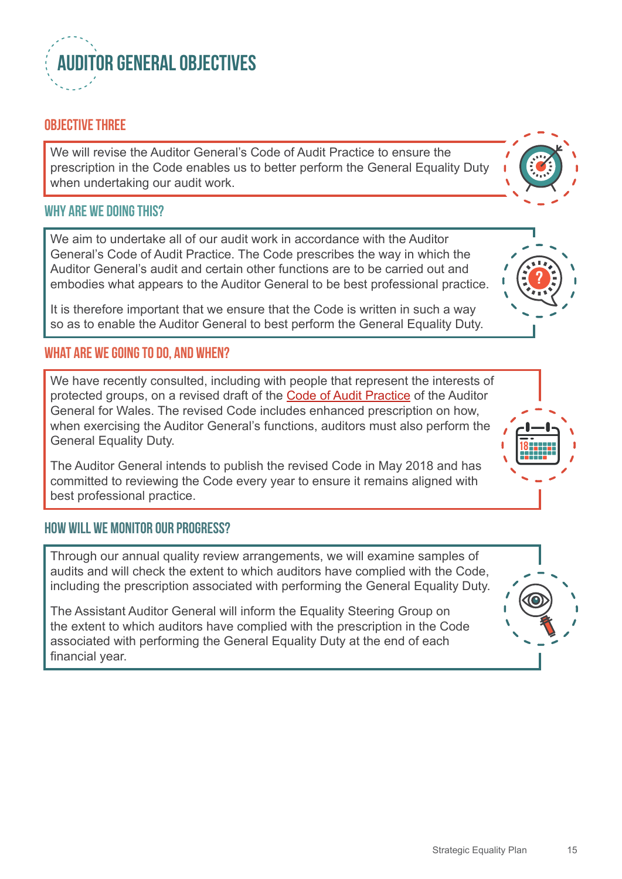# AUDITOR GENERAL OBJECTIVES

## OBJECTIVE THREE

We will revise the Auditor General's Code of Audit Practice to ensure the prescription in the Code enables us to better perform the General Equality Duty when undertaking our audit work.

### WHY ARE WE DOING THIS?

We aim to undertake all of our audit work in accordance with the Auditor General's Code of Audit Practice. The Code prescribes the way in which the Auditor General's audit and certain other functions are to be carried out and embodies what appears to the Auditor General to be best professional practice.

It is therefore important that we ensure that the Code is written in such a way so as to enable the Auditor General to best perform the General Equality Duty.

### WHAT ARE WE GOING TO DO, AND WHEN?

We have recently consulted, including with people that represent the interests of protected groups, on a revised draft of the Code of Audit Practice of the Auditor General for Wales. The revised Code includes enhanced prescription on how, when exercising the Auditor General's functions, auditors must also perform the General Equality Duty.

The Auditor General intends to publish the revised Code in May 2018 and has committed to reviewing the Code every year to ensure it remains aligned with best professional practice.

### HOW WILL WE MONITOR OUR PROGRESS?

Through our annual quality review arrangements, we will examine samples of audits and will check the extent to which auditors have complied with the Code, including the prescription associated with performing the General Equality Duty.

The Assistant Auditor General will inform the Equality Steering Group on the extent to which auditors have complied with the prescription in the Code associated with performing the General Equality Duty at the end of each financial year.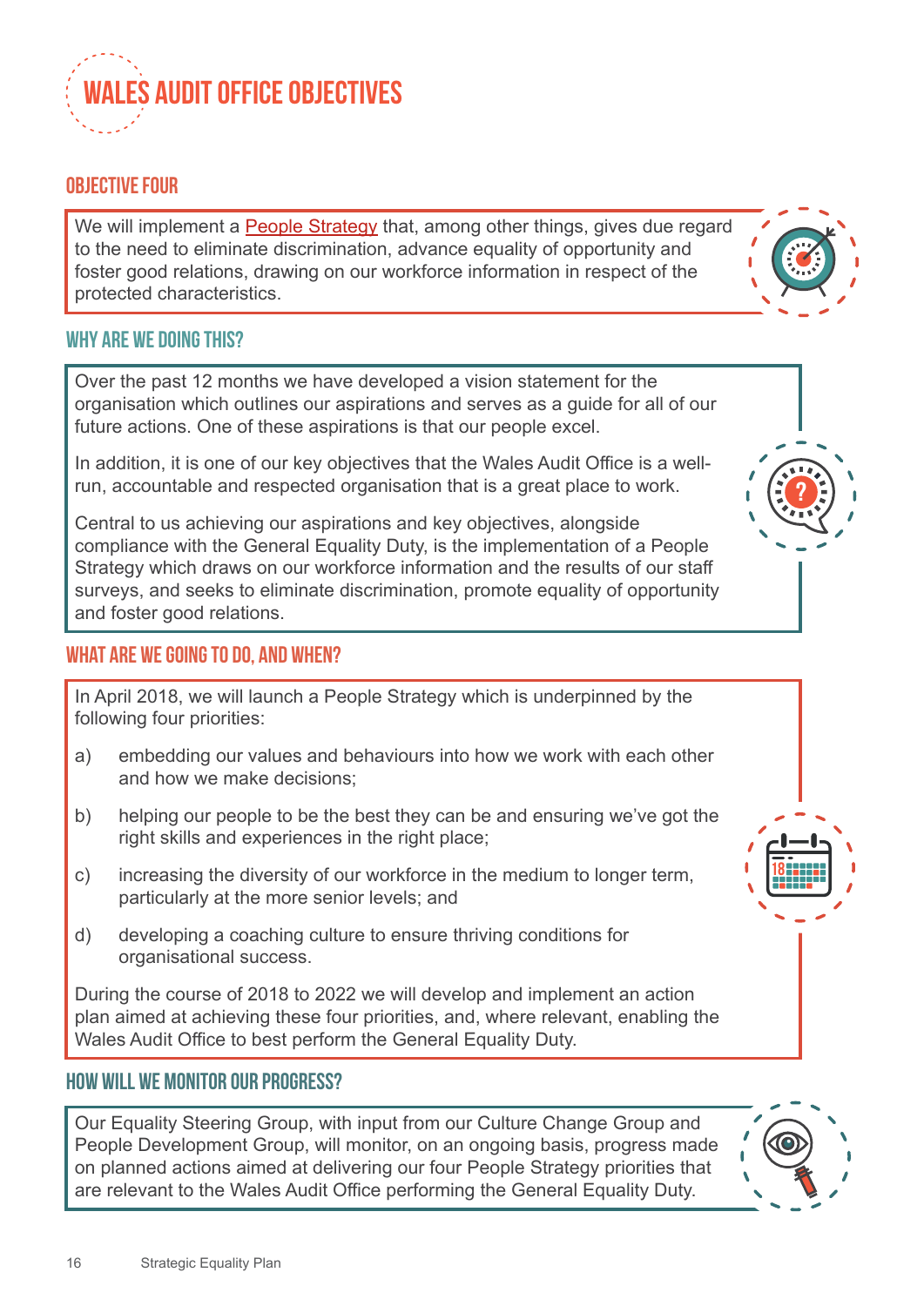# WALES AUDIT OFFICE OBJECTIVES

## OBJECTIVE FOUR

We will implement a People Strategy that, among other things, gives due regard to the need to eliminate discrimination, advance equality of opportunity and foster good relations, drawing on our workforce information in respect of the protected characteristics.

## WHY ARE WE DOING THIS?

Over the past 12 months we have developed a vision statement for the organisation which outlines our aspirations and serves as a guide for all of our future actions. One of these aspirations is that our people excel.

In addition, it is one of our key objectives that the Wales Audit Office is a well-run, accountable and respected organisation that is a great place to work.

Central to us achieving our aspirations and key objectives, alongside compliance with the General Equality Duty, is the implementation of a People Strategy which draws on our workforce information and the results of our staff surveys, and seeks to eliminate discrimination, promote equality of opportunity and foster good relations.

## WHAT ARE WE GOING TO DO, AND WHEN?

In April 2018, we will launch a People Strategy which is underpinned by the following four priorities:

a) embedding our values and behaviours into how we work with each other and how we make decisions;

b) helping our people to be the best they can be and ensuring we've got the right skills and experiences in the right place;

c) increasing the diversity of our workforce in the medium to longer term, particularly at the more senior levels; and

d) developing a coaching culture to ensure thriving conditions for organisational success.

During the course of 2018 to 2022 we will develop and implement an action plan aimed at achieving these four priorities, and, where relevant, enabling the Wales Audit Office to best perform the General Equality Duty.

## HOW WILL WE MONITOR OUR PROGRESS?

Our Equality Steering Group, with input from our Culture Change Group and People Development Group, will monitor, on an ongoing basis, progress made on planned actions aimed at delivering our four People Strategy priorities that are relevant to the Wales Audit Office performing the General Equality Duty.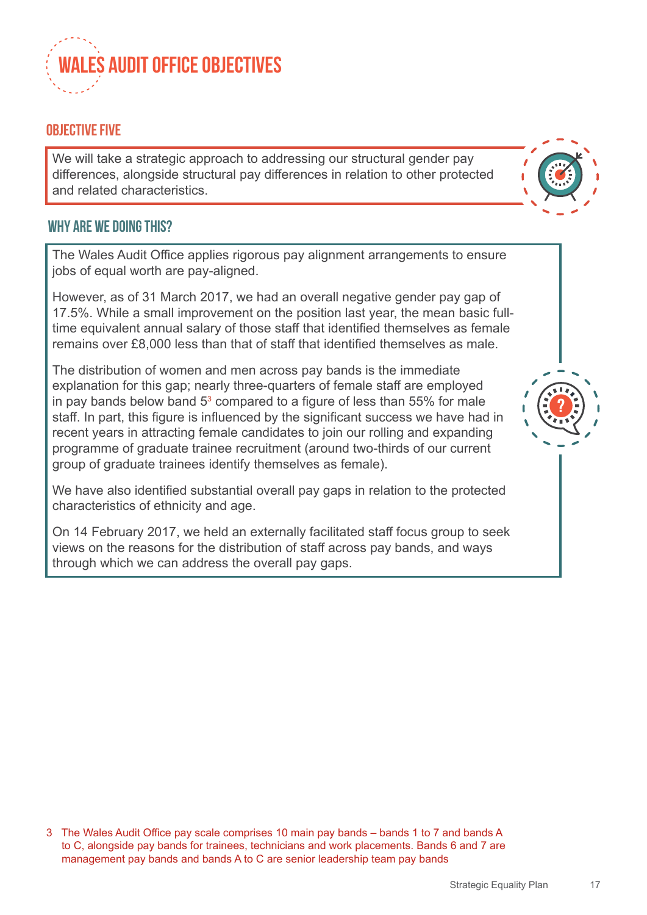# WALES AUDIT OFFICE OBJECTIVES

## OBJECTIVE FIVE

We will take a strategic approach to addressing our structural gender pay differences, alongside structural pay differences in relation to other protected and related characteristics.

## WHY ARE WE DOING THIS?

The Wales Audit Office applies rigorous pay alignment arrangements to ensure jobs of equal worth are pay-aligned.

However, as of 31 March 2017, we had an overall negative gender pay gap of 17.5%. While a small improvement on the position last year, the mean basic full-time equivalent annual salary of those staff that identified themselves as female remains over £8,000 less than that of staff that identified themselves as male.

The distribution of women and men across pay bands is the immediate explanation for this gap; nearly three-quarters of female staff are employed in pay bands below band 5[3] compared to a figure of less than 55% for male staff. In part, this figure is influenced by the significant success we have had in recent years in attracting female candidates to join our rolling and expanding programme of graduate trainee recruitment (around two-thirds of our current group of graduate trainees identify themselves as female).

We have also identified substantial overall pay gaps in relation to the protected characteristics of ethnicity and age.

On 14 February 2017, we held an externally facilitated staff focus group to seek views on the reasons for the distribution of staff across pay bands, and ways through which we can address the overall pay gaps.

3 The Wales Audit Office pay scale comprises 10 main pay bands – bands 1 to 7 and bands A to C, alongside pay bands for trainees, technicians and work placements. Bands 6 and 7 are management pay bands and bands A to C are senior leadership team pay bands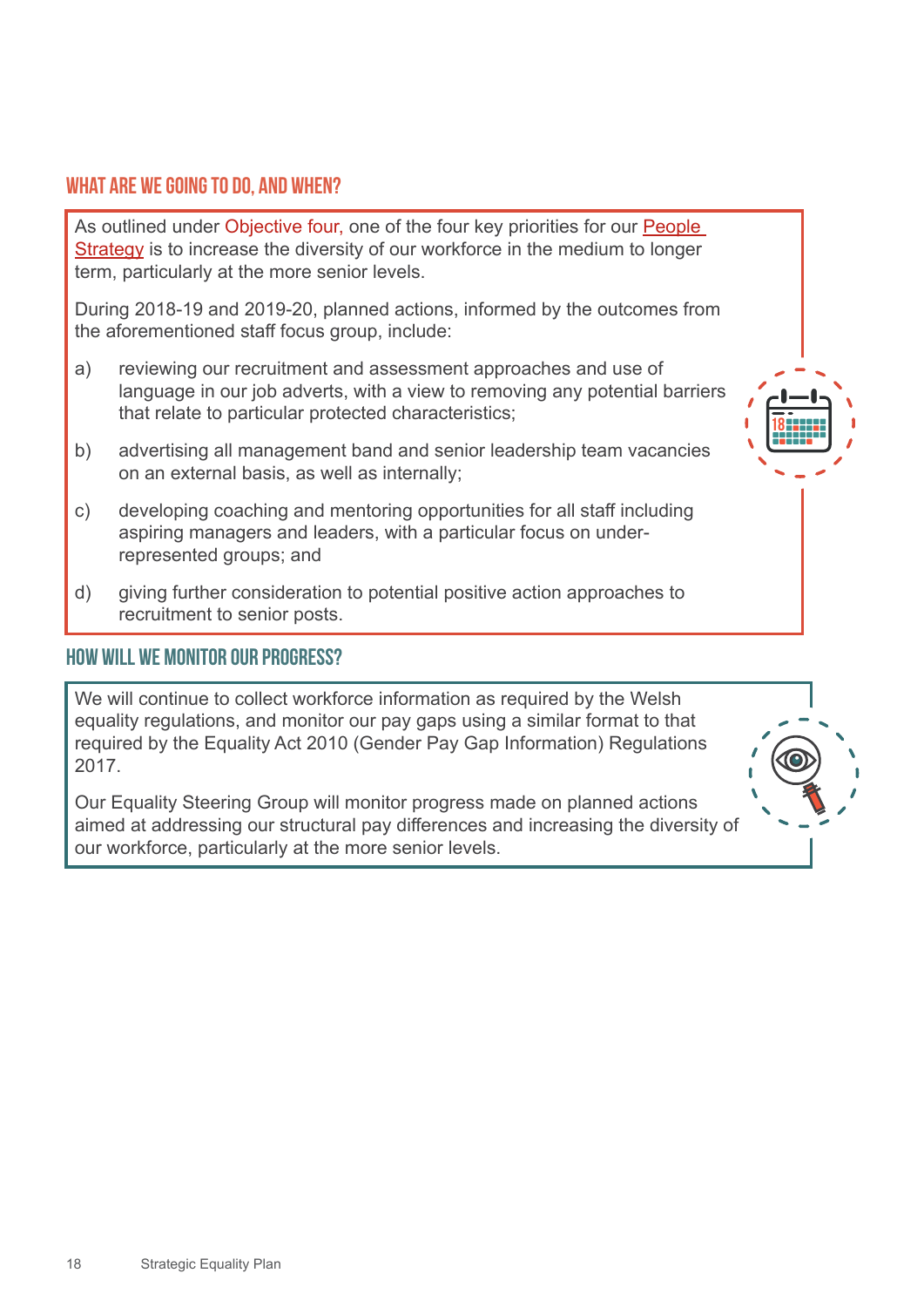## WHAT ARE WE GOING TO DO, AND WHEN?

As outlined under Objective four, one of the four key priorities for our People Strategy is to increase the diversity of our workforce in the medium to longer term, particularly at the more senior levels.

During 2018-19 and 2019-20, planned actions, informed by the outcomes from the aforementioned staff focus group, include:

a) reviewing our recruitment and assessment approaches and use of language in our job adverts, with a view to removing any potential barriers that relate to particular protected characteristics;

b) advertising all management band and senior leadership team vacancies on an external basis, as well as internally;

c) developing coaching and mentoring opportunities for all staff including aspiring managers and leaders, with a particular focus on under-represented groups; and

d) giving further consideration to potential positive action approaches to recruitment to senior posts.

## HOW WILL WE MONITOR OUR PROGRESS?

We will continue to collect workforce information as required by the Welsh equality regulations, and monitor our pay gaps using a similar format to that required by the Equality Act 2010 (Gender Pay Gap Information) Regulations 2017.

Our Equality Steering Group will monitor progress made on planned actions aimed at addressing our structural pay differences and increasing the diversity of our workforce, particularly at the more senior levels.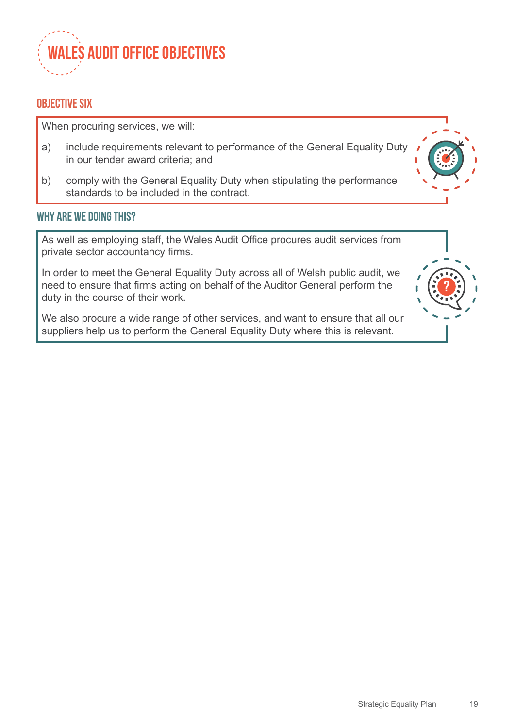# Wales Audit Office Objectives

## Objective Six

When procuring services, we will:

a) include requirements relevant to performance of the General Equality Duty in our tender award criteria; and

b) comply with the General Equality Duty when stipulating the performance standards to be included in the contract.

## Why are we doing this?

As well as employing staff, the Wales Audit Office procures audit services from private sector accountancy firms.

In order to meet the General Equality Duty across all of Welsh public audit, we need to ensure that firms acting on behalf of the Auditor General perform the duty in the course of their work.

We also procure a wide range of other services, and want to ensure that all our suppliers help us to perform the General Equality Duty where this is relevant.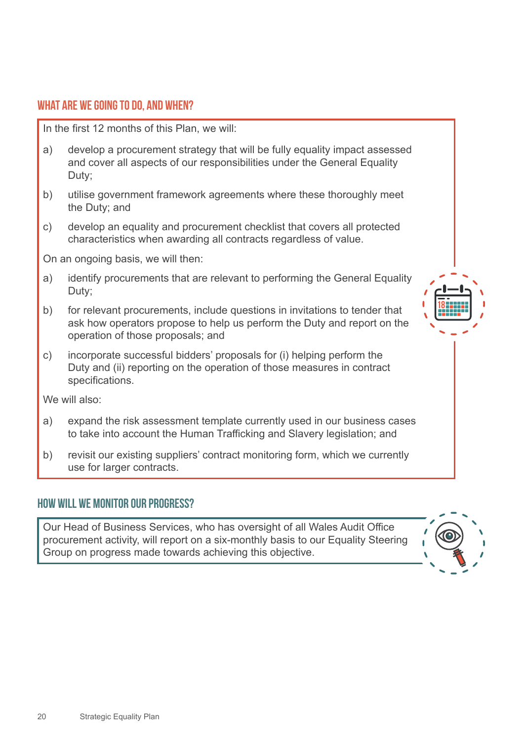## WHAT ARE WE GOING TO DO, AND WHEN?

In the first 12 months of this Plan, we will:

a) develop a procurement strategy that will be fully equality impact assessed and cover all aspects of our responsibilities under the General Equality Duty;

b) utilise government framework agreements where these thoroughly meet the Duty; and

c) develop an equality and procurement checklist that covers all protected characteristics when awarding all contracts regardless of value.

On an ongoing basis, we will then:

a) identify procurements that are relevant to performing the General Equality Duty;

b) for relevant procurements, include questions in invitations to tender that ask how operators propose to help us perform the Duty and report on the operation of those proposals; and

c) incorporate successful bidders' proposals for (i) helping perform the Duty and (ii) reporting on the operation of those measures in contract specifications.

We will also:

a) expand the risk assessment template currently used in our business cases to take into account the Human Trafficking and Slavery legislation; and

b) revisit our existing suppliers' contract monitoring form, which we currently use for larger contracts.

## HOW WILL WE MONITOR OUR PROGRESS?

Our Head of Business Services, who has oversight of all Wales Audit Office procurement activity, will report on a six-monthly basis to our Equality Steering Group on progress made towards achieving this objective.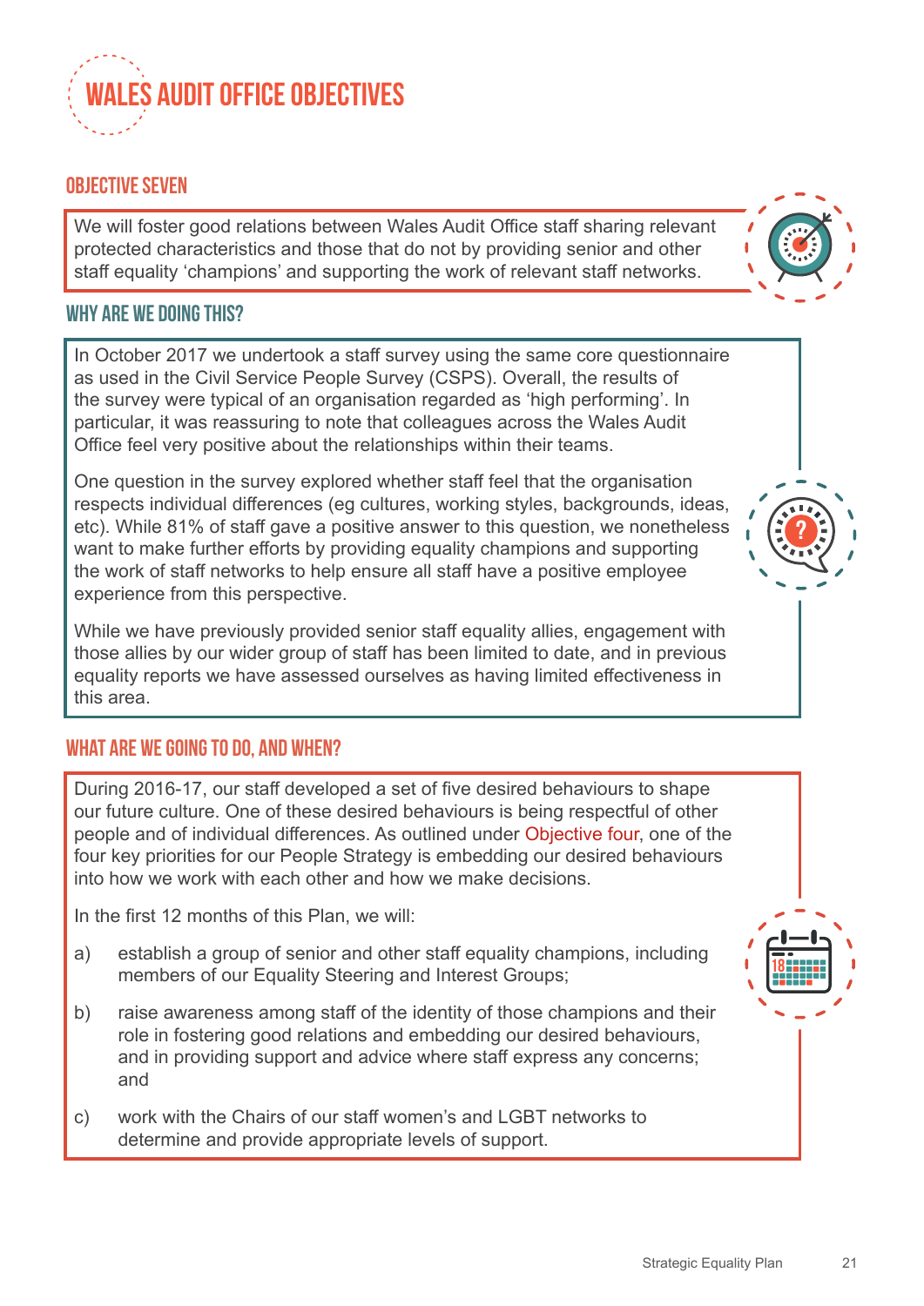# WALES AUDIT OFFICE OBJECTIVES

## OBJECTIVE SEVEN

We will foster good relations between Wales Audit Office staff sharing relevant protected characteristics and those that do not by providing senior and other staff equality 'champions' and supporting the work of relevant staff networks.

## WHY ARE WE DOING THIS?

In October 2017 we undertook a staff survey using the same core questionnaire as used in the Civil Service People Survey (CSPS). Overall, the results of the survey were typical of an organisation regarded as 'high performing'. In particular, it was reassuring to note that colleagues across the Wales Audit Office feel very positive about the relationships within their teams.

One question in the survey explored whether staff feel that the organisation respects individual differences (eg cultures, working styles, backgrounds, ideas, etc). While 81% of staff gave a positive answer to this question, we nonetheless want to make further efforts by providing equality champions and supporting the work of staff networks to help ensure all staff have a positive employee experience from this perspective.

While we have previously provided senior staff equality allies, engagement with those allies by our wider group of staff has been limited to date, and in previous equality reports we have assessed ourselves as having limited effectiveness in this area.

## WHAT ARE WE GOING TO DO, AND WHEN?

During 2016-17, our staff developed a set of five desired behaviours to shape our future culture. One of these desired behaviours is being respectful of other people and of individual differences. As outlined under Objective four, one of the four key priorities for our People Strategy is embedding our desired behaviours into how we work with each other and how we make decisions.

In the first 12 months of this Plan, we will:

a) establish a group of senior and other staff equality champions, including members of our Equality Steering and Interest Groups;

b) raise awareness among staff of the identity of those champions and their role in fostering good relations and embedding our desired behaviours, and in providing support and advice where staff express any concerns; and

c) work with the Chairs of our staff women's and LGBT networks to determine and provide appropriate levels of support.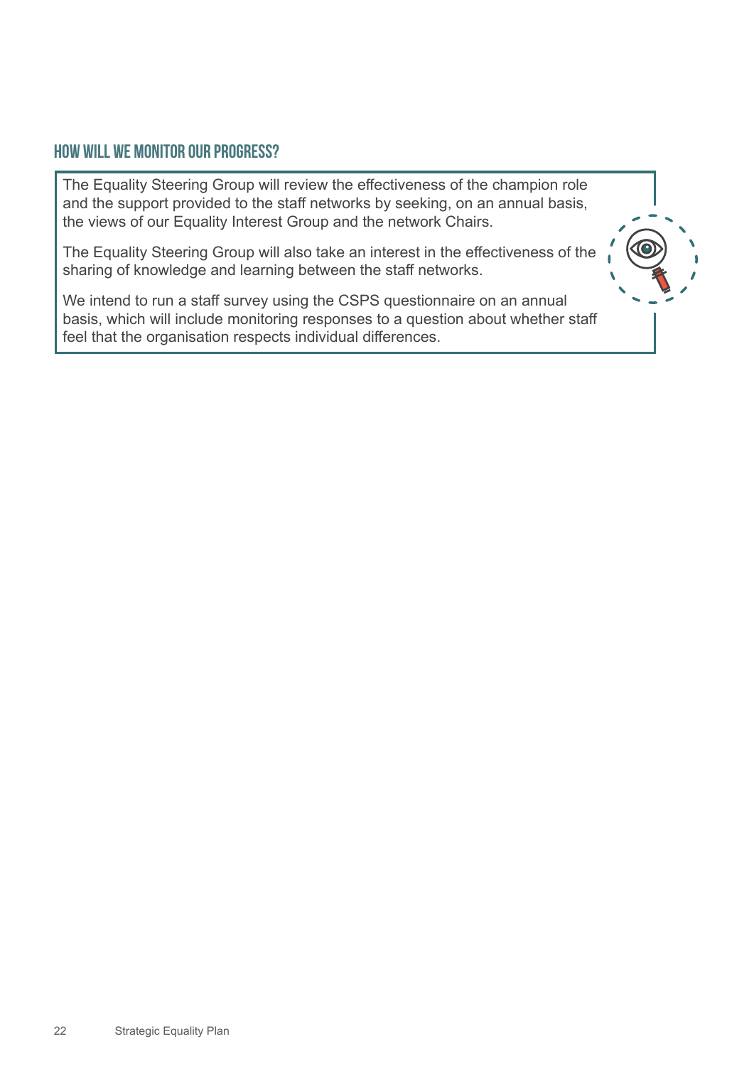## HOW WILL WE MONITOR OUR PROGRESS?

The Equality Steering Group will review the effectiveness of the champion role and the support provided to the staff networks by seeking, on an annual basis, the views of our Equality Interest Group and the network Chairs.

The Equality Steering Group will also take an interest in the effectiveness of the sharing of knowledge and learning between the staff networks.

We intend to run a staff survey using the CSPS questionnaire on an annual basis, which will include monitoring responses to a question about whether staff feel that the organisation respects individual differences.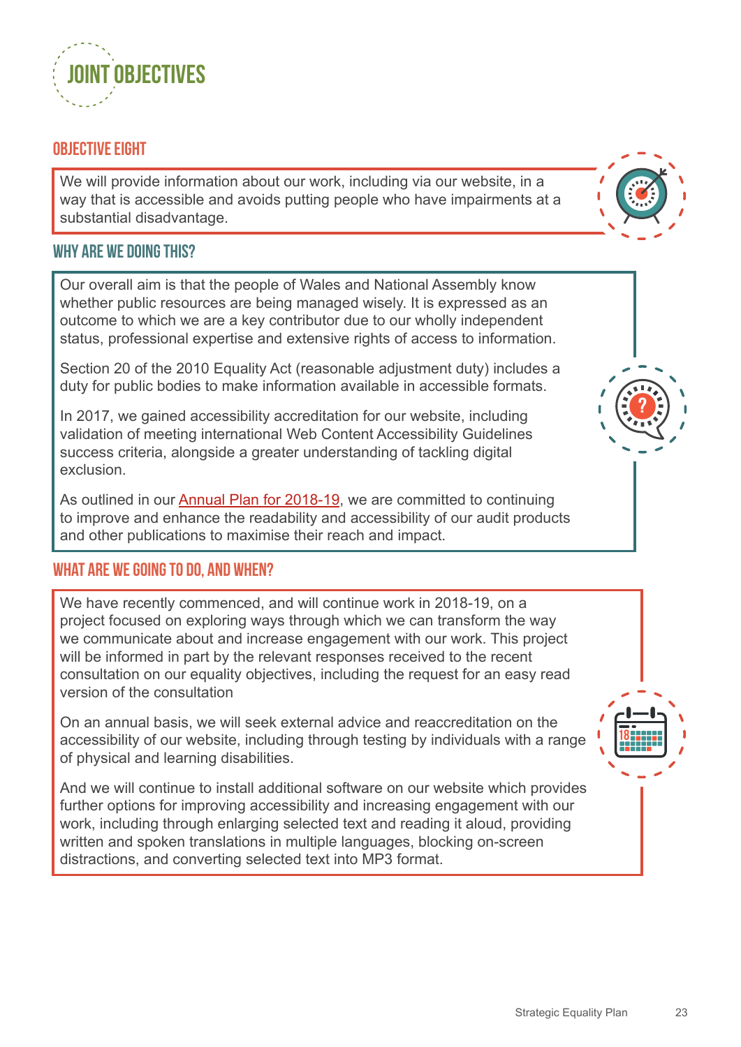# JOINT OBJECTIVES

## OBJECTIVE EIGHT

We will provide information about our work, including via our website, in a way that is accessible and avoids putting people who have impairments at a substantial disadvantage.

### WHY ARE WE DOING THIS?

Our overall aim is that the people of Wales and National Assembly know whether public resources are being managed wisely. It is expressed as an outcome to which we are a key contributor due to our wholly independent status, professional expertise and extensive rights of access to information.

Section 20 of the 2010 Equality Act (reasonable adjustment duty) includes a duty for public bodies to make information available in accessible formats.

In 2017, we gained accessibility accreditation for our website, including validation of meeting international Web Content Accessibility Guidelines success criteria, alongside a greater understanding of tackling digital exclusion.

As outlined in our Annual Plan for 2018-19, we are committed to continuing to improve and enhance the readability and accessibility of our audit products and other publications to maximise their reach and impact.

### WHAT ARE WE GOING TO DO, AND WHEN?

We have recently commenced, and will continue work in 2018-19, on a project focused on exploring ways through which we can transform the way we communicate about and increase engagement with our work. This project will be informed in part by the relevant responses received to the recent consultation on our equality objectives, including the request for an easy read version of the consultation

On an annual basis, we will seek external advice and reaccreditation on the accessibility of our website, including through testing by individuals with a range of physical and learning disabilities.

And we will continue to install additional software on our website which provides further options for improving accessibility and increasing engagement with our work, including through enlarging selected text and reading it aloud, providing written and spoken translations in multiple languages, blocking on-screen distractions, and converting selected text into MP3 format.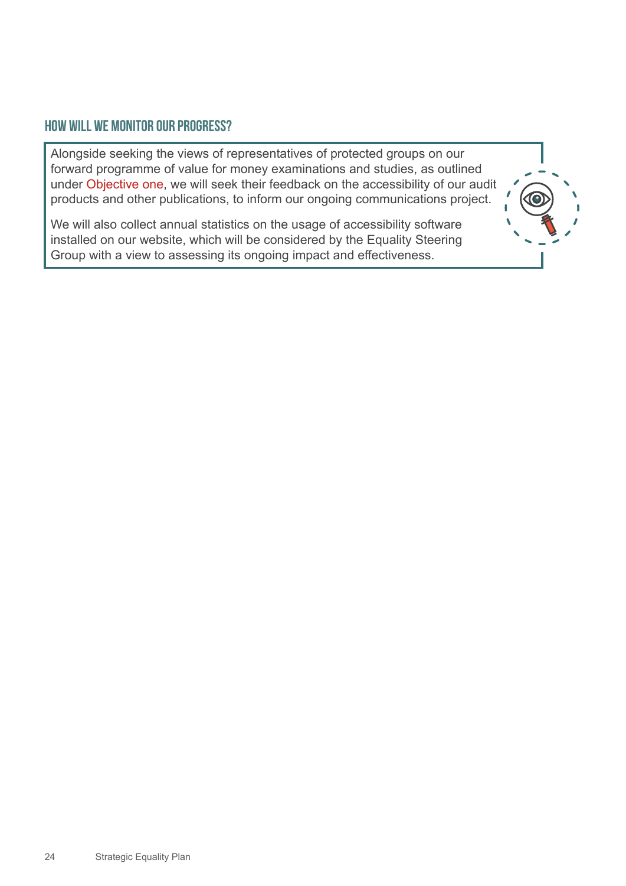## How will we monitor our progress?

Alongside seeking the views of representatives of protected groups on our forward programme of value for money examinations and studies, as outlined under Objective one, we will seek their feedback on the accessibility of our audit products and other publications, to inform our ongoing communications project.

We will also collect annual statistics on the usage of accessibility software installed on our website, which will be considered by the Equality Steering Group with a view to assessing its ongoing impact and effectiveness.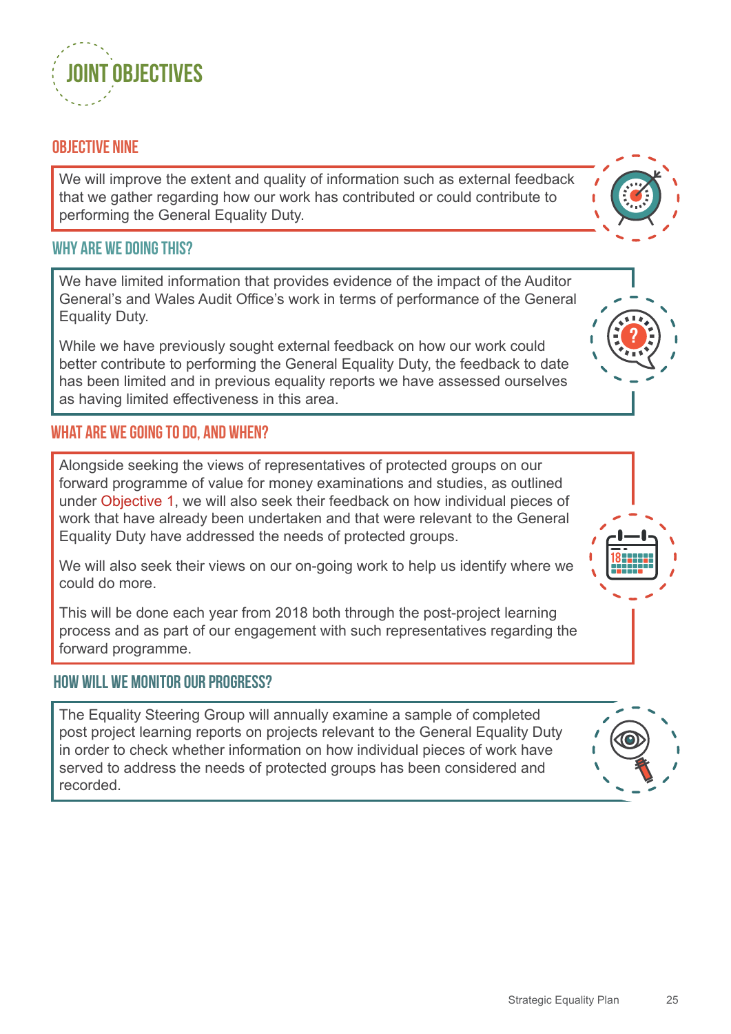# JOINT OBJECTIVES

## OBJECTIVE NINE

We will improve the extent and quality of information such as external feedback that we gather regarding how our work has contributed or could contribute to performing the General Equality Duty.

## WHY ARE WE DOING THIS?

We have limited information that provides evidence of the impact of the Auditor General's and Wales Audit Office's work in terms of performance of the General Equality Duty.

While we have previously sought external feedback on how our work could better contribute to performing the General Equality Duty, the feedback to date has been limited and in previous equality reports we have assessed ourselves as having limited effectiveness in this area.

## WHAT ARE WE GOING TO DO, AND WHEN?

Alongside seeking the views of representatives of protected groups on our forward programme of value for money examinations and studies, as outlined under Objective 1, we will also seek their feedback on how individual pieces of work that have already been undertaken and that were relevant to the General Equality Duty have addressed the needs of protected groups.

We will also seek their views on our on-going work to help us identify where we could do more.

This will be done each year from 2018 both through the post-project learning process and as part of our engagement with such representatives regarding the forward programme.

## HOW WILL WE MONITOR OUR PROGRESS?

The Equality Steering Group will annually examine a sample of completed post project learning reports on projects relevant to the General Equality Duty in order to check whether information on how individual pieces of work have served to address the needs of protected groups has been considered and recorded.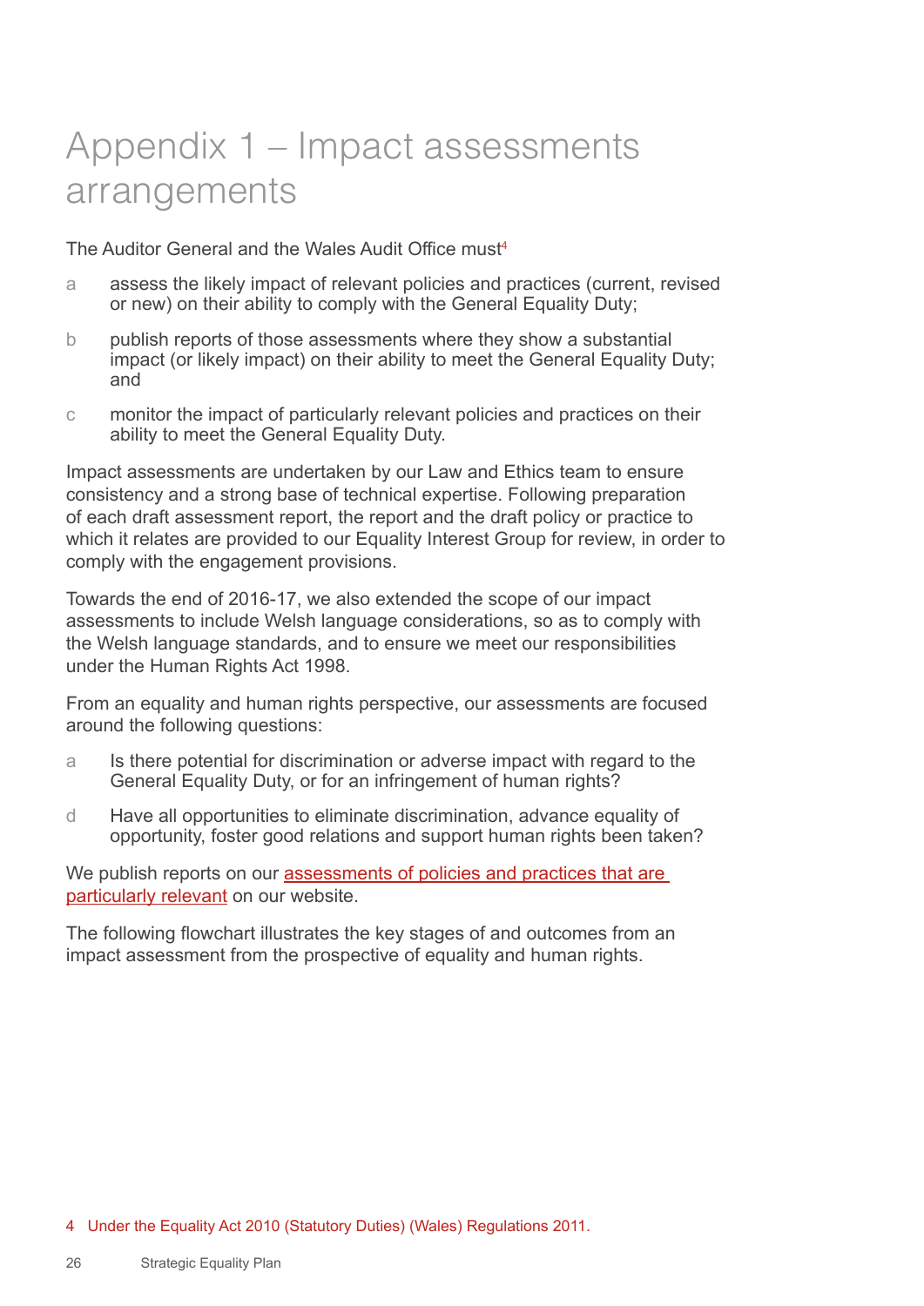# Appendix 1 – Impact assessments arrangements

The Auditor General and the Wales Audit Office must[4]

a assess the likely impact of relevant policies and practices (current, revised or new) on their ability to comply with the General Equality Duty;

b publish reports of those assessments where they show a substantial impact (or likely impact) on their ability to meet the General Equality Duty; and

c monitor the impact of particularly relevant policies and practices on their ability to meet the General Equality Duty.

Impact assessments are undertaken by our Law and Ethics team to ensure consistency and a strong base of technical expertise. Following preparation of each draft assessment report, the report and the draft policy or practice to which it relates are provided to our Equality Interest Group for review, in order to comply with the engagement provisions.

Towards the end of 2016-17, we also extended the scope of our impact assessments to include Welsh language considerations, so as to comply with the Welsh language standards, and to ensure we meet our responsibilities under the Human Rights Act 1998.

From an equality and human rights perspective, our assessments are focused around the following questions:

a Is there potential for discrimination or adverse impact with regard to the General Equality Duty, or for an infringement of human rights?

d Have all opportunities to eliminate discrimination, advance equality of opportunity, foster good relations and support human rights been taken?

We publish reports on our assessments of policies and practices that are particularly relevant on our website.

The following flowchart illustrates the key stages of and outcomes from an impact assessment from the prospective of equality and human rights.

4 Under the Equality Act 2010 (Statutory Duties) (Wales) Regulations 2011.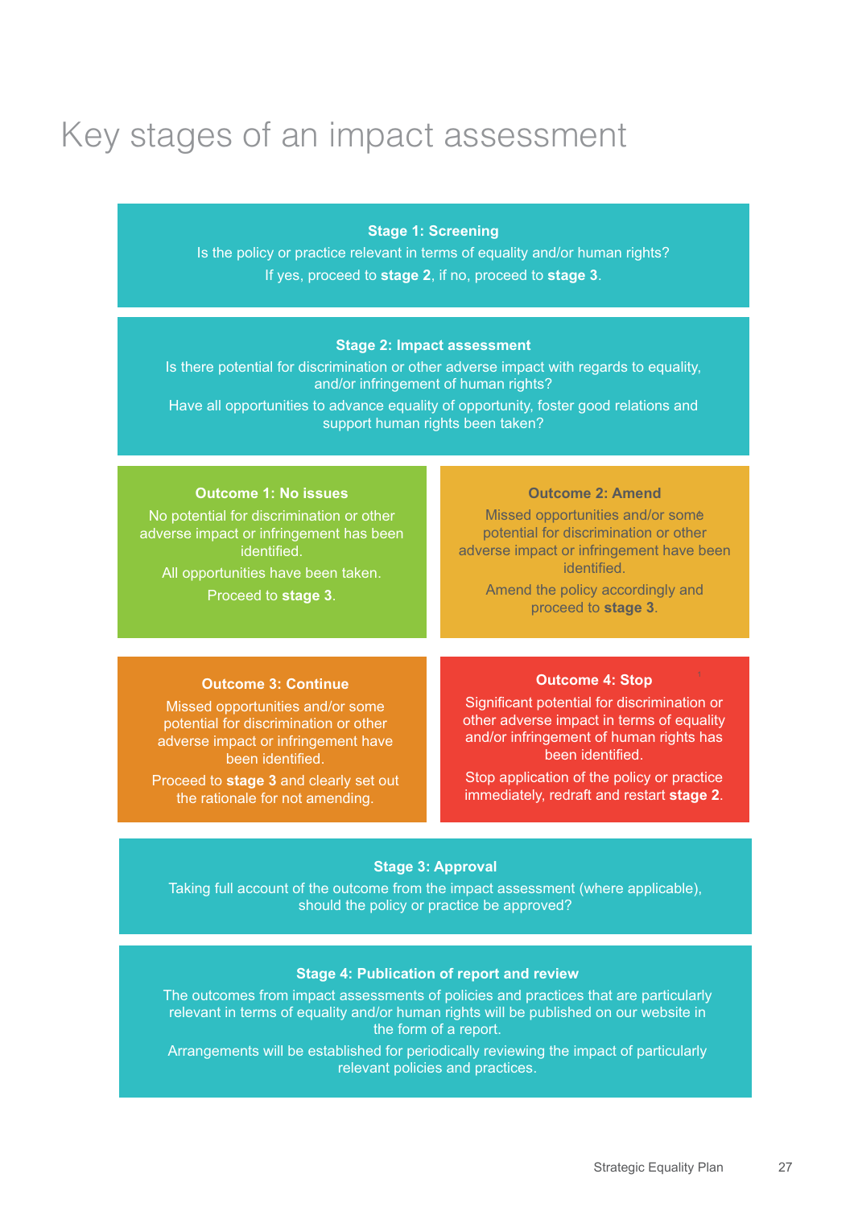# Key stages of an impact assessment

**Stage 1: Screening**

Is the policy or practice relevant in terms of equality and/or human rights?

If yes, proceed to **stage 2**, if no, proceed to **stage 3**.

**Stage 2: Impact assessment**

Is there potential for discrimination or other adverse impact with regards to equality, and/or infringement of human rights?

Have all opportunities to advance equality of opportunity, foster good relations and support human rights been taken?

**Outcome 1: No issues**

No potential for discrimination or other adverse impact or infringement has been identified.

All opportunities have been taken.

Proceed to **stage 3**.

**Outcome 2: Amend**

Missed opportunities and/or some potential for discrimination or other adverse impact or infringement have been identified.

Amend the policy accordingly and proceed to **stage 3**.

**Outcome 3: Continue**

Missed opportunities and/or some potential for discrimination or other adverse impact or infringement have been identified.

Proceed to **stage 3** and clearly set out the rationale for not amending.

**Outcome 4: Stop**

Significant potential for discrimination or other adverse impact in terms of equality and/or infringement of human rights has been identified.

Stop application of the policy or practice immediately, redraft and restart **stage 2**.

**Stage 3: Approval**

Taking full account of the outcome from the impact assessment (where applicable), should the policy or practice be approved?

**Stage 4: Publication of report and review**

The outcomes from impact assessments of policies and practices that are particularly relevant in terms of equality and/or human rights will be published on our website in the form of a report.

Arrangements will be established for periodically reviewing the impact of particularly relevant policies and practices.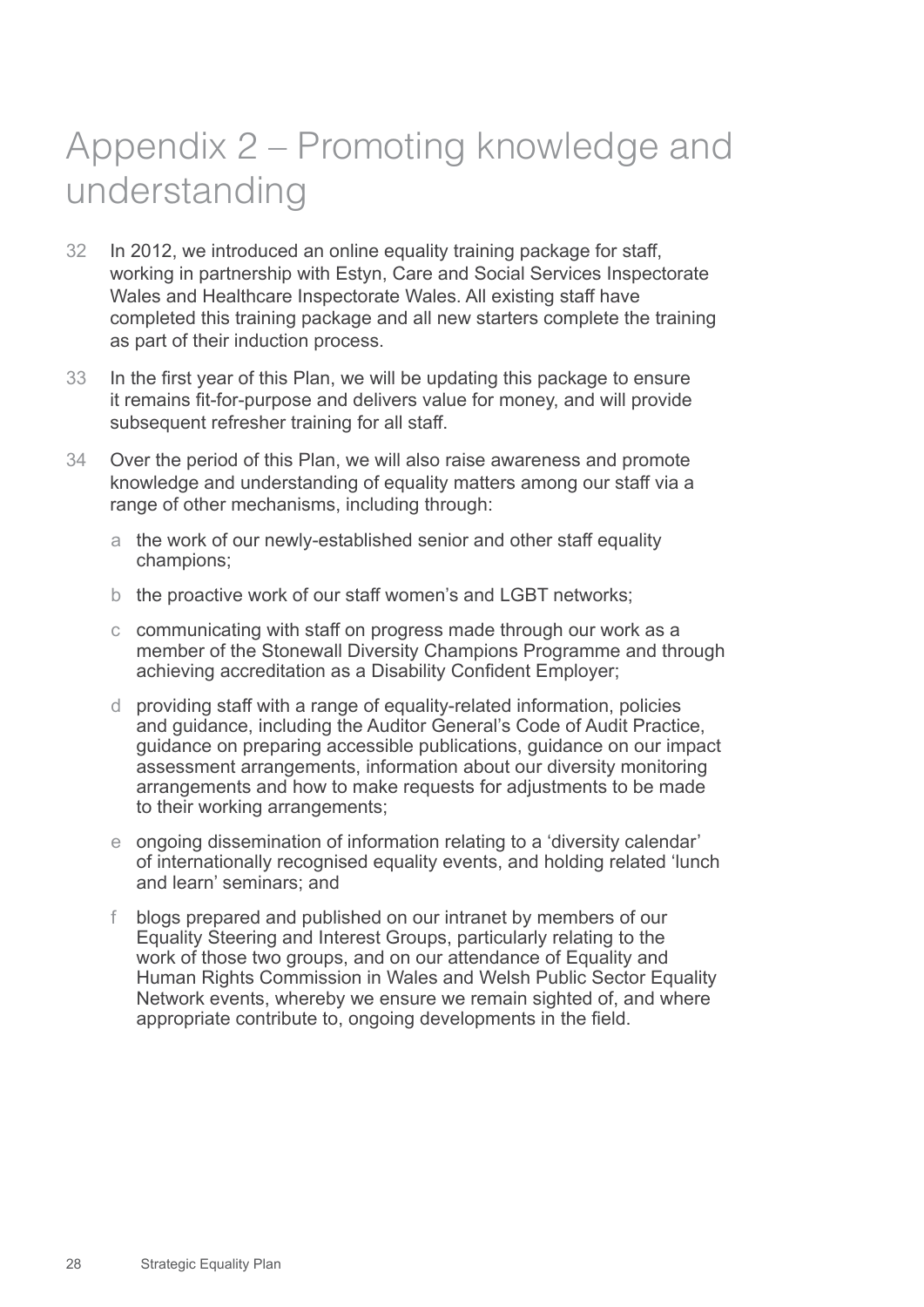# Appendix 2 – Promoting knowledge and understanding

32 In 2012, we introduced an online equality training package for staff, working in partnership with Estyn, Care and Social Services Inspectorate Wales and Healthcare Inspectorate Wales. All existing staff have completed this training package and all new starters complete the training as part of their induction process.

33 In the first year of this Plan, we will be updating this package to ensure it remains fit-for-purpose and delivers value for money, and will provide subsequent refresher training for all staff.

34 Over the period of this Plan, we will also raise awareness and promote knowledge and understanding of equality matters among our staff via a range of other mechanisms, including through:

a the work of our newly-established senior and other staff equality champions;

b the proactive work of our staff women's and LGBT networks;

c communicating with staff on progress made through our work as a member of the Stonewall Diversity Champions Programme and through achieving accreditation as a Disability Confident Employer;

d providing staff with a range of equality-related information, policies and guidance, including the Auditor General's Code of Audit Practice, guidance on preparing accessible publications, guidance on our impact assessment arrangements, information about our diversity monitoring arrangements and how to make requests for adjustments to be made to their working arrangements;

e ongoing dissemination of information relating to a 'diversity calendar' of internationally recognised equality events, and holding related 'lunch and learn' seminars; and

f blogs prepared and published on our intranet by members of our Equality Steering and Interest Groups, particularly relating to the work of those two groups, and on our attendance of Equality and Human Rights Commission in Wales and Welsh Public Sector Equality Network events, whereby we ensure we remain sighted of, and where appropriate contribute to, ongoing developments in the field.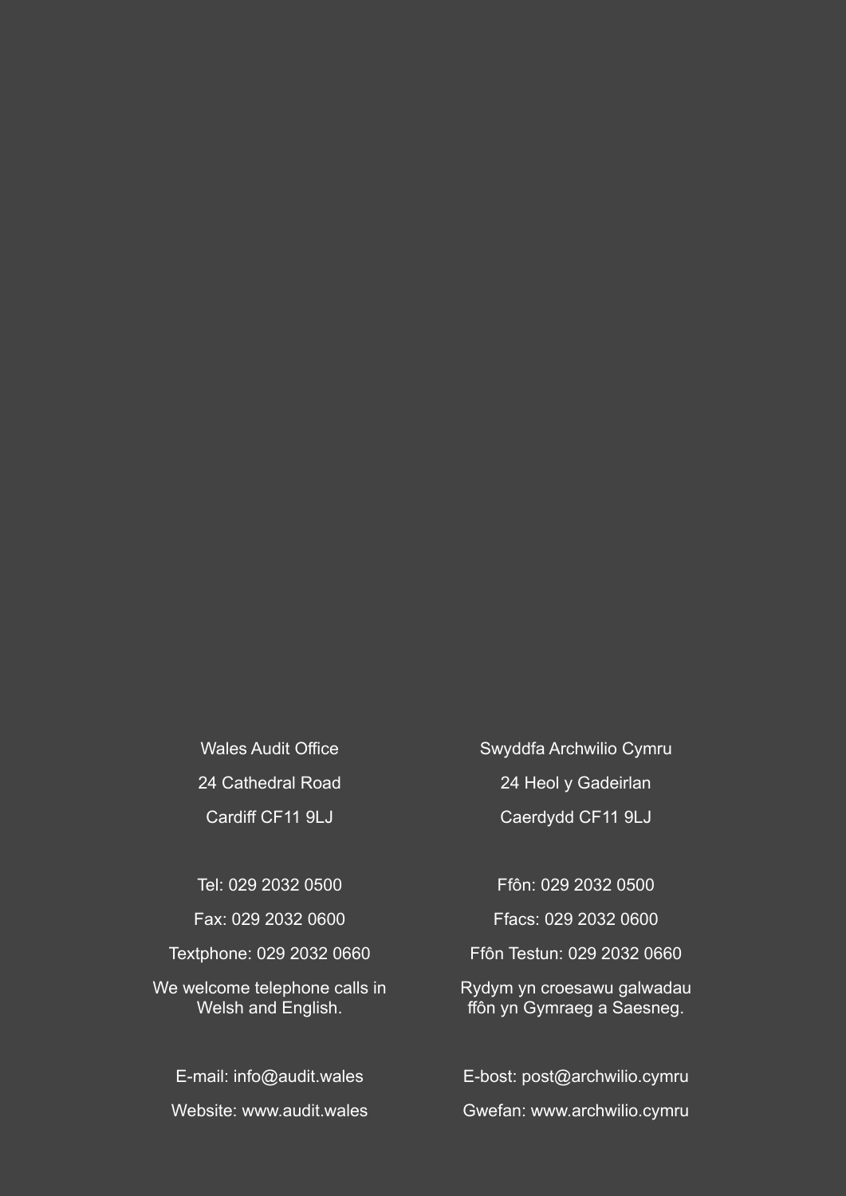Wales Audit Office

24 Cathedral Road

Cardiff CF11 9LJ

Tel: 029 2032 0500

Fax: 029 2032 0600

Textphone: 029 2032 0660

We welcome telephone calls in Welsh and English.

E-mail: info@audit.wales

Website: www.audit.wales

Swyddfa Archwilio Cymru

24 Heol y Gadeirlan

Caerdydd CF11 9LJ

Ffôn: 029 2032 0500

Ffacs: 029 2032 0600

Ffôn Testun: 029 2032 0660

Rydym yn croesawu galwadau ffôn yn Gymraeg a Saesneg.

E-bost: post@archwilio.cymru

Gwefan: www.archwilio.cymru